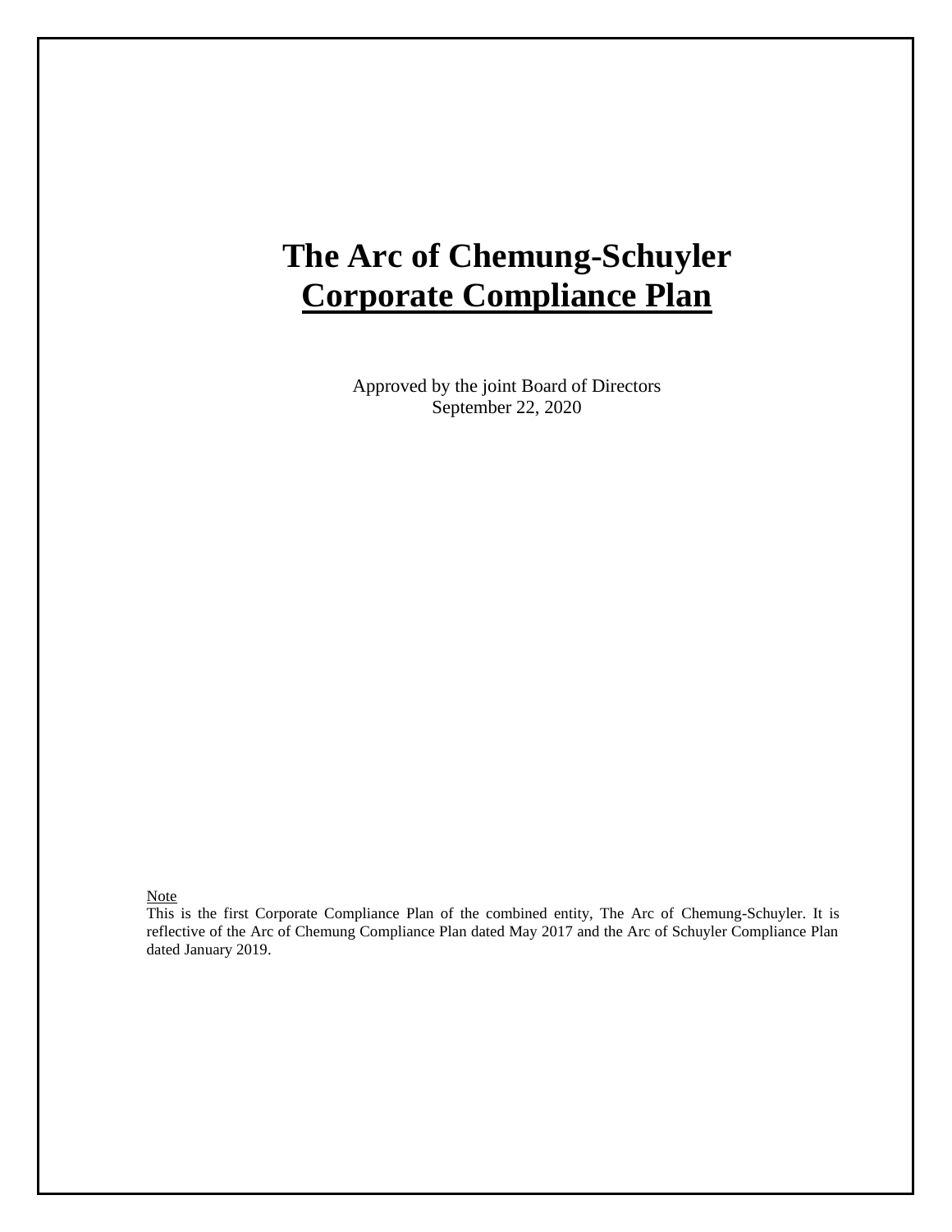# The Arc of Chemung-Schuyler

# **Corporate Compliance Plan**

Approved by the joint Board of Directors
September 22, 2020

Note

This is the first Corporate Compliance Plan of the combined entity, The Arc of Chemung-Schuyler. It is reflective of the Arc of Chemung Compliance Plan dated May 2017 and the Arc of Schuyler Compliance Plan dated January 2019.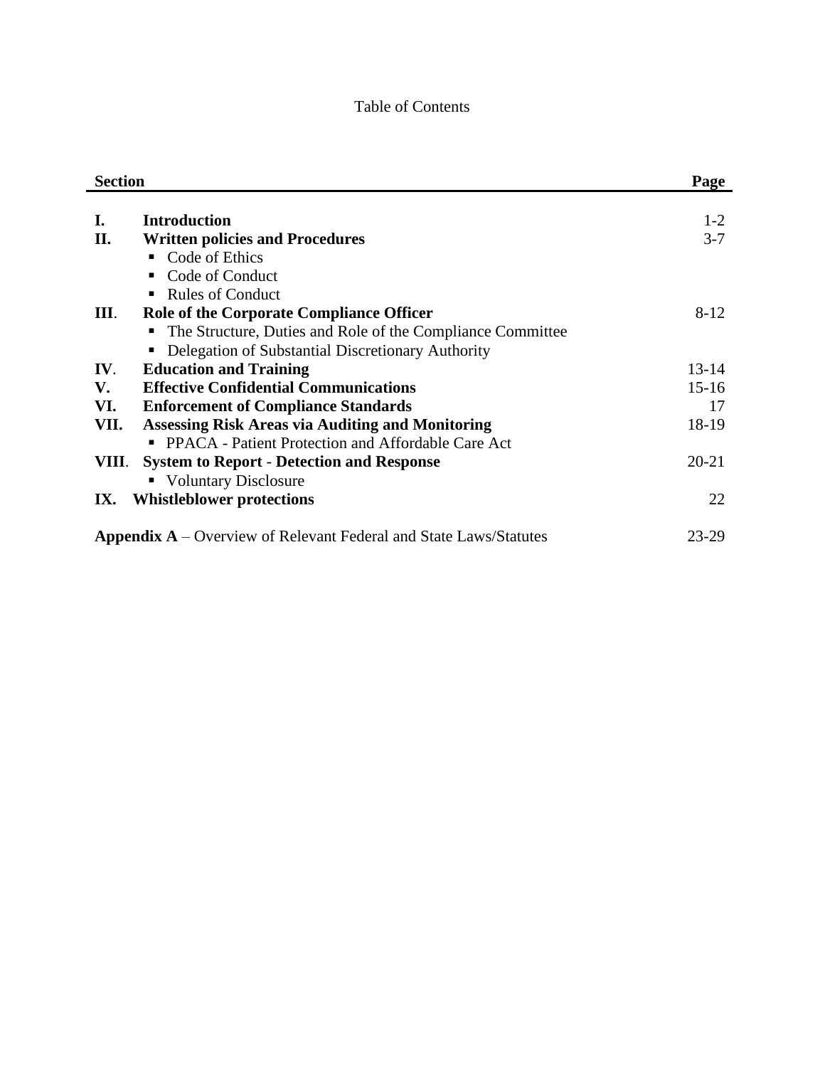Table of Contents

| Section | | Page |
|---|---|---|
| **I.** | **Introduction** | 1-2 |
| **II.** | **Written policies and Procedures** | 3-7 |
| | ▪ Code of Ethics | |
| | ▪ Code of Conduct | |
| | ▪ Rules of Conduct | |
| **III**. | **Role of the Corporate Compliance Officer** | 8-12 |
| | ▪ The Structure, Duties and Role of the Compliance Committee | |
| | ▪ Delegation of Substantial Discretionary Authority | |
| **IV**. | **Education and Training** | 13-14 |
| **V.** | **Effective Confidential Communications** | 15-16 |
| **VI.** | **Enforcement of Compliance Standards** | 17 |
| **VII.** | **Assessing Risk Areas via Auditing and Monitoring** | 18-19 |
| | ▪ PPACA - Patient Protection and Affordable Care Act | |
| **VIII**. | **System to Report - Detection and Response** | 20-21 |
| | ▪ Voluntary Disclosure | |
| **IX.** | **Whistleblower protections** | 22 |
| **Appendix A** – Overview of Relevant Federal and State Laws/Statutes | | 23-29 |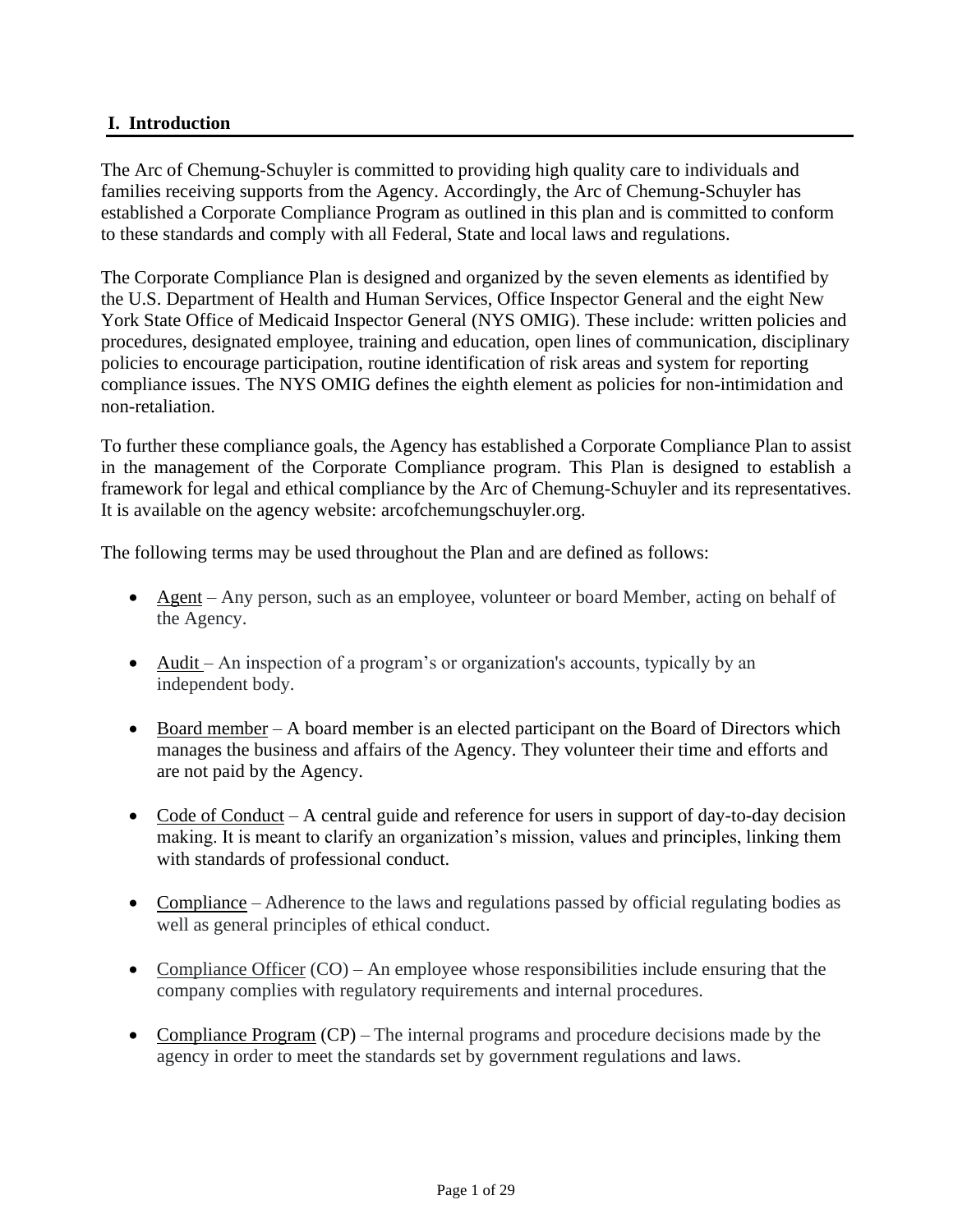## I. Introduction

The Arc of Chemung-Schuyler is committed to providing high quality care to individuals and families receiving supports from the Agency. Accordingly, the Arc of Chemung-Schuyler has established a Corporate Compliance Program as outlined in this plan and is committed to conform to these standards and comply with all Federal, State and local laws and regulations.

The Corporate Compliance Plan is designed and organized by the seven elements as identified by the U.S. Department of Health and Human Services, Office Inspector General and the eight New York State Office of Medicaid Inspector General (NYS OMIG). These include: written policies and procedures, designated employee, training and education, open lines of communication, disciplinary policies to encourage participation, routine identification of risk areas and system for reporting compliance issues. The NYS OMIG defines the eighth element as policies for non-intimidation and non-retaliation.

To further these compliance goals, the Agency has established a Corporate Compliance Plan to assist in the management of the Corporate Compliance program. This Plan is designed to establish a framework for legal and ethical compliance by the Arc of Chemung-Schuyler and its representatives. It is available on the agency website: arcofchemungschuyler.org.

The following terms may be used throughout the Plan and are defined as follows:

- Agent – Any person, such as an employee, volunteer or board Member, acting on behalf of the Agency.
- Audit – An inspection of a program's or organization's accounts, typically by an independent body.
- Board member – A board member is an elected participant on the Board of Directors which manages the business and affairs of the Agency. They volunteer their time and efforts and are not paid by the Agency.
- Code of Conduct – A central guide and reference for users in support of day-to-day decision making. It is meant to clarify an organization's mission, values and principles, linking them with standards of professional conduct.
- Compliance – Adherence to the laws and regulations passed by official regulating bodies as well as general principles of ethical conduct.
- Compliance Officer (CO) – An employee whose responsibilities include ensuring that the company complies with regulatory requirements and internal procedures.
- Compliance Program (CP) – The internal programs and procedure decisions made by the agency in order to meet the standards set by government regulations and laws.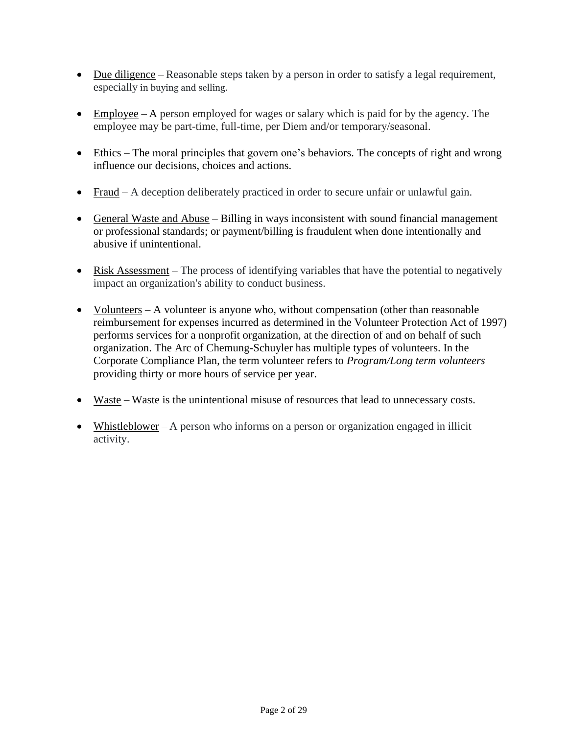- Due diligence – Reasonable steps taken by a person in order to satisfy a legal requirement, especially in buying and selling.

- Employee – A person employed for wages or salary which is paid for by the agency. The employee may be part-time, full-time, per Diem and/or temporary/seasonal.

- Ethics – The moral principles that govern one's behaviors. The concepts of right and wrong influence our decisions, choices and actions.

- Fraud – A deception deliberately practiced in order to secure unfair or unlawful gain.

- General Waste and Abuse – Billing in ways inconsistent with sound financial management or professional standards; or payment/billing is fraudulent when done intentionally and abusive if unintentional.

- Risk Assessment – The process of identifying variables that have the potential to negatively impact an organization's ability to conduct business.

- Volunteers – A volunteer is anyone who, without compensation (other than reasonable reimbursement for expenses incurred as determined in the Volunteer Protection Act of 1997) performs services for a nonprofit organization, at the direction of and on behalf of such organization. The Arc of Chemung-Schuyler has multiple types of volunteers. In the Corporate Compliance Plan, the term volunteer refers to *Program/Long term volunteers* providing thirty or more hours of service per year.

- Waste – Waste is the unintentional misuse of resources that lead to unnecessary costs.

- Whistleblower – A person who informs on a person or organization engaged in illicit activity.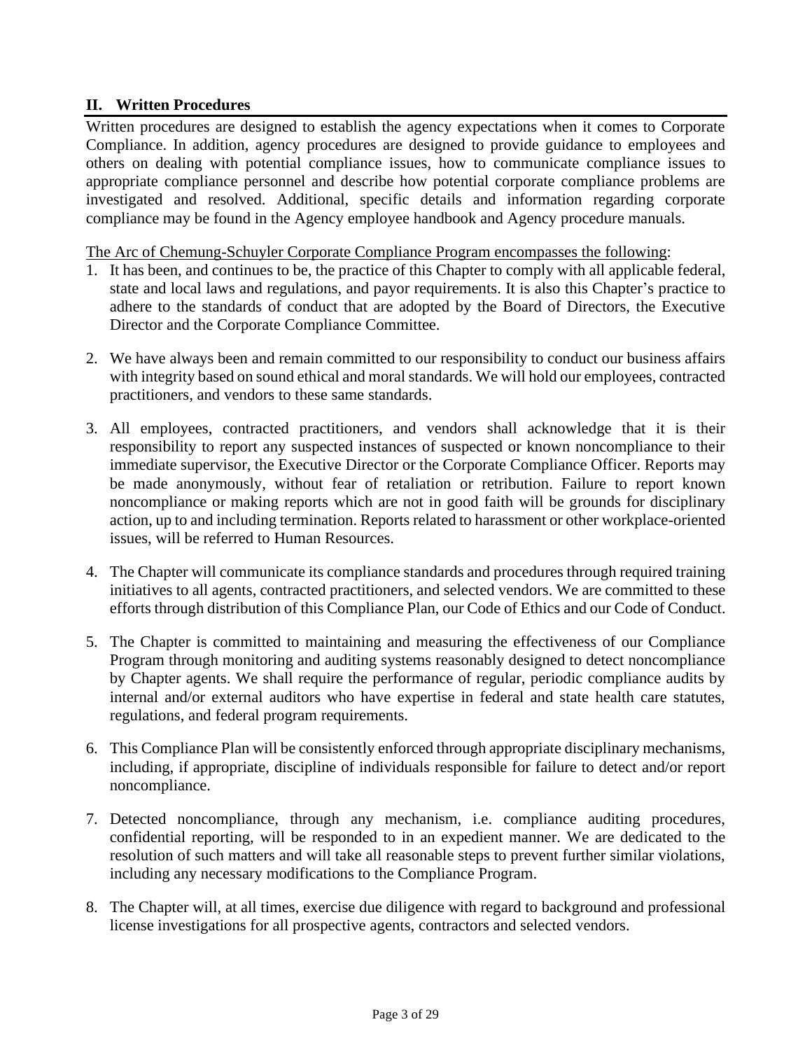## II. Written Procedures

Written procedures are designed to establish the agency expectations when it comes to Corporate Compliance. In addition, agency procedures are designed to provide guidance to employees and others on dealing with potential compliance issues, how to communicate compliance issues to appropriate compliance personnel and describe how potential corporate compliance problems are investigated and resolved. Additional, specific details and information regarding corporate compliance may be found in the Agency employee handbook and Agency procedure manuals.

<u>The Arc of Chemung-Schuyler Corporate Compliance Program encompasses the following</u>:

1. It has been, and continues to be, the practice of this Chapter to comply with all applicable federal, state and local laws and regulations, and payor requirements. It is also this Chapter's practice to adhere to the standards of conduct that are adopted by the Board of Directors, the Executive Director and the Corporate Compliance Committee.

2. We have always been and remain committed to our responsibility to conduct our business affairs with integrity based on sound ethical and moral standards. We will hold our employees, contracted practitioners, and vendors to these same standards.

3. All employees, contracted practitioners, and vendors shall acknowledge that it is their responsibility to report any suspected instances of suspected or known noncompliance to their immediate supervisor, the Executive Director or the Corporate Compliance Officer. Reports may be made anonymously, without fear of retaliation or retribution. Failure to report known noncompliance or making reports which are not in good faith will be grounds for disciplinary action, up to and including termination. Reports related to harassment or other workplace-oriented issues, will be referred to Human Resources.

4. The Chapter will communicate its compliance standards and procedures through required training initiatives to all agents, contracted practitioners, and selected vendors. We are committed to these efforts through distribution of this Compliance Plan, our Code of Ethics and our Code of Conduct.

5. The Chapter is committed to maintaining and measuring the effectiveness of our Compliance Program through monitoring and auditing systems reasonably designed to detect noncompliance by Chapter agents. We shall require the performance of regular, periodic compliance audits by internal and/or external auditors who have expertise in federal and state health care statutes, regulations, and federal program requirements.

6. This Compliance Plan will be consistently enforced through appropriate disciplinary mechanisms, including, if appropriate, discipline of individuals responsible for failure to detect and/or report noncompliance.

7. Detected noncompliance, through any mechanism, i.e. compliance auditing procedures, confidential reporting, will be responded to in an expedient manner. We are dedicated to the resolution of such matters and will take all reasonable steps to prevent further similar violations, including any necessary modifications to the Compliance Program.

8. The Chapter will, at all times, exercise due diligence with regard to background and professional license investigations for all prospective agents, contractors and selected vendors.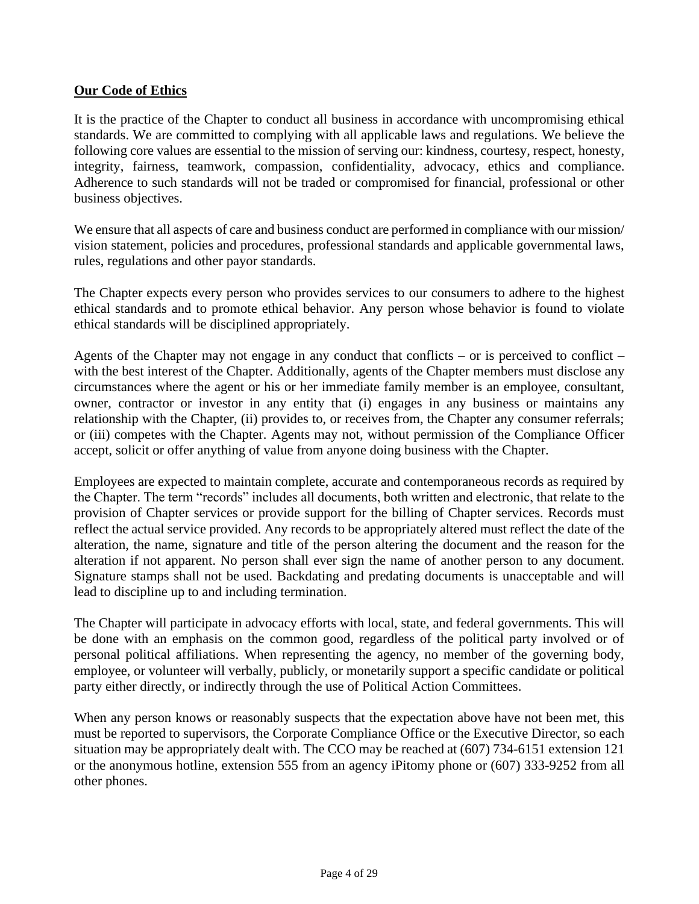**Our Code of Ethics**

It is the practice of the Chapter to conduct all business in accordance with uncompromising ethical standards. We are committed to complying with all applicable laws and regulations. We believe the following core values are essential to the mission of serving our: kindness, courtesy, respect, honesty, integrity, fairness, teamwork, compassion, confidentiality, advocacy, ethics and compliance. Adherence to such standards will not be traded or compromised for financial, professional or other business objectives.

We ensure that all aspects of care and business conduct are performed in compliance with our mission/ vision statement, policies and procedures, professional standards and applicable governmental laws, rules, regulations and other payor standards.

The Chapter expects every person who provides services to our consumers to adhere to the highest ethical standards and to promote ethical behavior. Any person whose behavior is found to violate ethical standards will be disciplined appropriately.

Agents of the Chapter may not engage in any conduct that conflicts – or is perceived to conflict – with the best interest of the Chapter. Additionally, agents of the Chapter members must disclose any circumstances where the agent or his or her immediate family member is an employee, consultant, owner, contractor or investor in any entity that (i) engages in any business or maintains any relationship with the Chapter, (ii) provides to, or receives from, the Chapter any consumer referrals; or (iii) competes with the Chapter. Agents may not, without permission of the Compliance Officer accept, solicit or offer anything of value from anyone doing business with the Chapter.

Employees are expected to maintain complete, accurate and contemporaneous records as required by the Chapter. The term "records" includes all documents, both written and electronic, that relate to the provision of Chapter services or provide support for the billing of Chapter services. Records must reflect the actual service provided. Any records to be appropriately altered must reflect the date of the alteration, the name, signature and title of the person altering the document and the reason for the alteration if not apparent. No person shall ever sign the name of another person to any document. Signature stamps shall not be used. Backdating and predating documents is unacceptable and will lead to discipline up to and including termination.

The Chapter will participate in advocacy efforts with local, state, and federal governments. This will be done with an emphasis on the common good, regardless of the political party involved or of personal political affiliations. When representing the agency, no member of the governing body, employee, or volunteer will verbally, publicly, or monetarily support a specific candidate or political party either directly, or indirectly through the use of Political Action Committees.

When any person knows or reasonably suspects that the expectation above have not been met, this must be reported to supervisors, the Corporate Compliance Office or the Executive Director, so each situation may be appropriately dealt with. The CCO may be reached at (607) 734-6151 extension 121 or the anonymous hotline, extension 555 from an agency iPitomy phone or (607) 333-9252 from all other phones.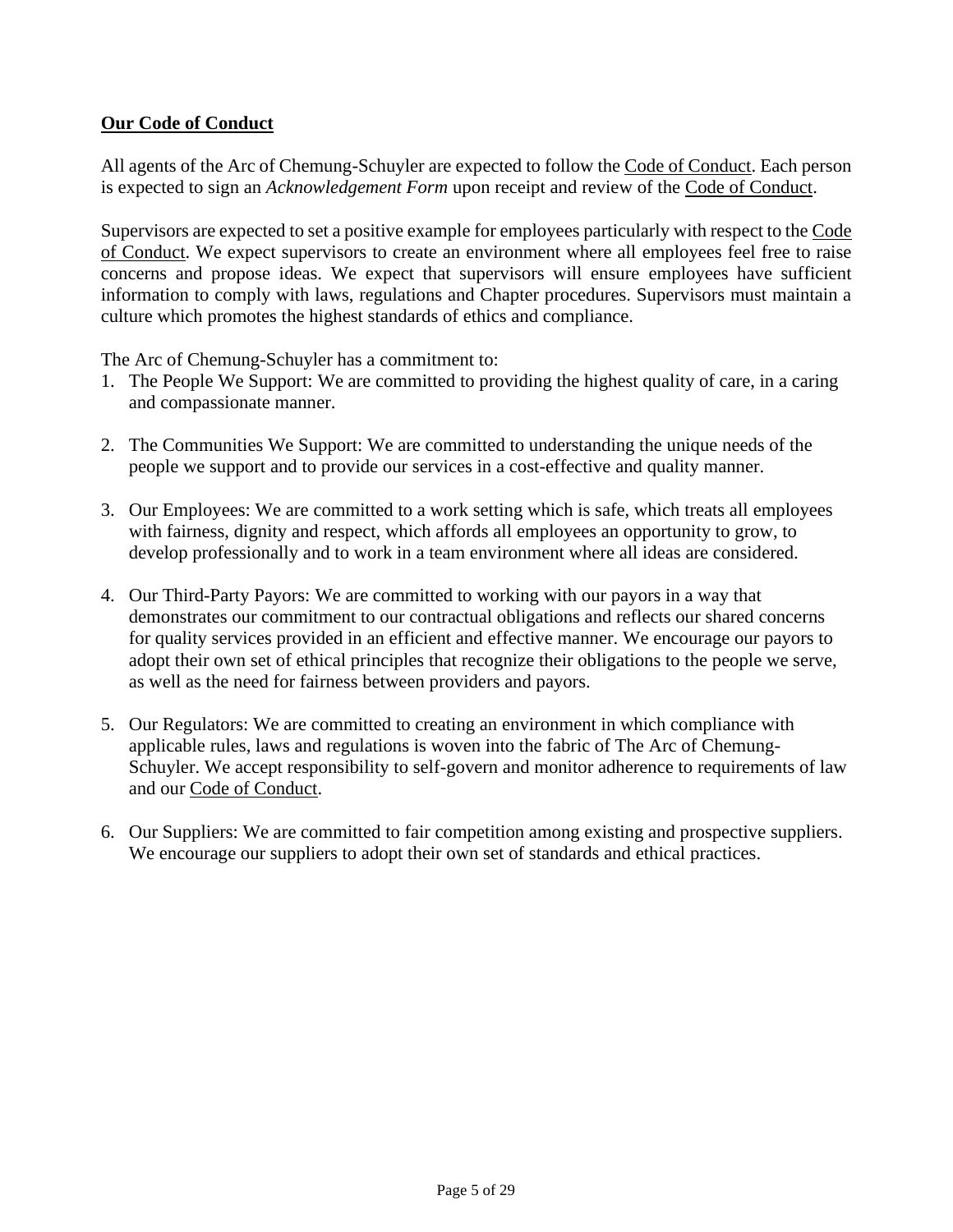## **Our Code of Conduct**

All agents of the Arc of Chemung-Schuyler are expected to follow the Code of Conduct. Each person is expected to sign an *Acknowledgement Form* upon receipt and review of the Code of Conduct.

Supervisors are expected to set a positive example for employees particularly with respect to the Code of Conduct. We expect supervisors to create an environment where all employees feel free to raise concerns and propose ideas. We expect that supervisors will ensure employees have sufficient information to comply with laws, regulations and Chapter procedures. Supervisors must maintain a culture which promotes the highest standards of ethics and compliance.

The Arc of Chemung-Schuyler has a commitment to:

1. The People We Support: We are committed to providing the highest quality of care, in a caring and compassionate manner.

2. The Communities We Support: We are committed to understanding the unique needs of the people we support and to provide our services in a cost-effective and quality manner.

3. Our Employees: We are committed to a work setting which is safe, which treats all employees with fairness, dignity and respect, which affords all employees an opportunity to grow, to develop professionally and to work in a team environment where all ideas are considered.

4. Our Third-Party Payors: We are committed to working with our payors in a way that demonstrates our commitment to our contractual obligations and reflects our shared concerns for quality services provided in an efficient and effective manner. We encourage our payors to adopt their own set of ethical principles that recognize their obligations to the people we serve, as well as the need for fairness between providers and payors.

5. Our Regulators: We are committed to creating an environment in which compliance with applicable rules, laws and regulations is woven into the fabric of The Arc of Chemung-Schuyler. We accept responsibility to self-govern and monitor adherence to requirements of law and our Code of Conduct.

6. Our Suppliers: We are committed to fair competition among existing and prospective suppliers. We encourage our suppliers to adopt their own set of standards and ethical practices.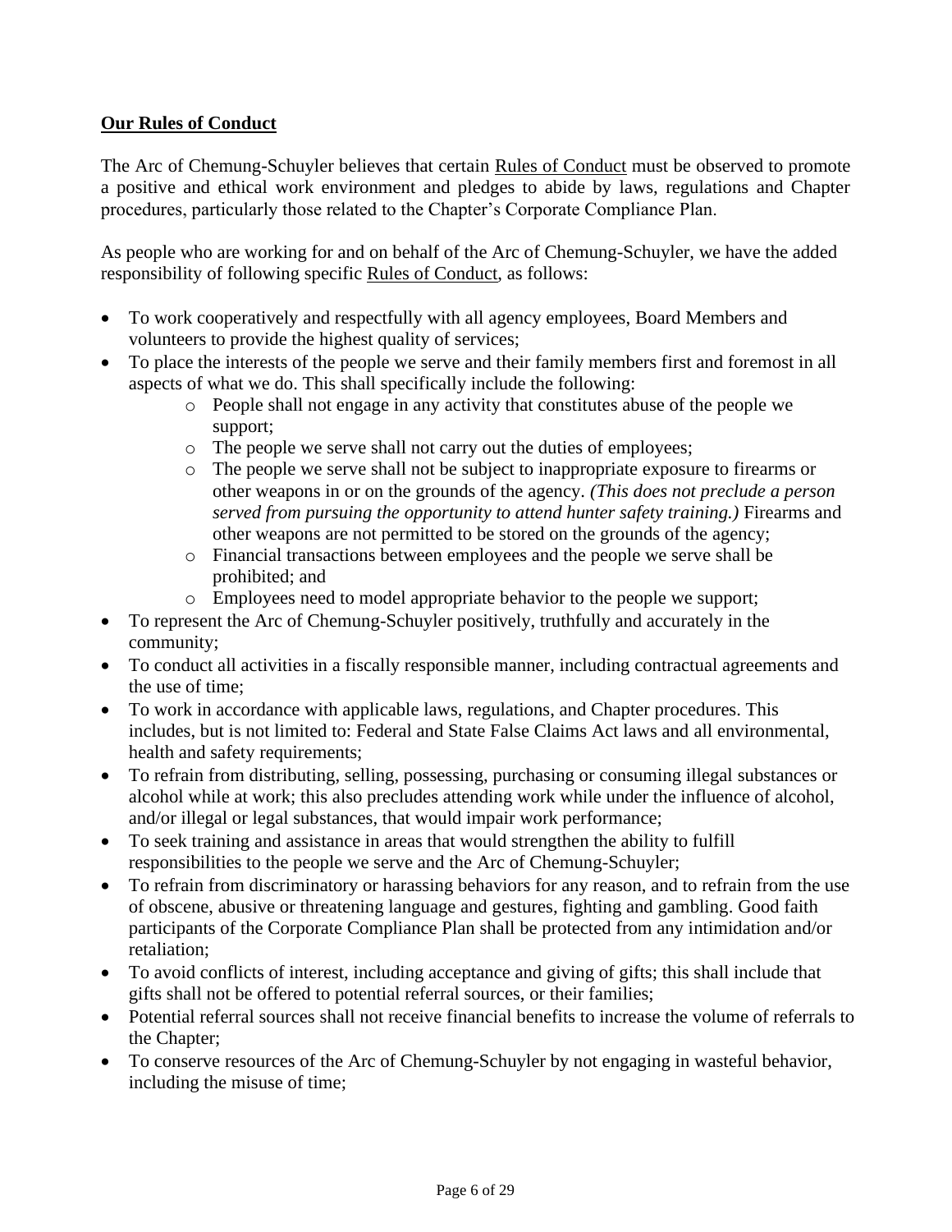## **Our Rules of Conduct**

The Arc of Chemung-Schuyler believes that certain Rules of Conduct must be observed to promote a positive and ethical work environment and pledges to abide by laws, regulations and Chapter procedures, particularly those related to the Chapter's Corporate Compliance Plan.

As people who are working for and on behalf of the Arc of Chemung-Schuyler, we have the added responsibility of following specific Rules of Conduct, as follows:

- To work cooperatively and respectfully with all agency employees, Board Members and volunteers to provide the highest quality of services;
- To place the interests of the people we serve and their family members first and foremost in all aspects of what we do. This shall specifically include the following:
  - People shall not engage in any activity that constitutes abuse of the people we support;
  - The people we serve shall not carry out the duties of employees;
  - The people we serve shall not be subject to inappropriate exposure to firearms or other weapons in or on the grounds of the agency. *(This does not preclude a person served from pursuing the opportunity to attend hunter safety training.)* Firearms and other weapons are not permitted to be stored on the grounds of the agency;
  - Financial transactions between employees and the people we serve shall be prohibited; and
  - Employees need to model appropriate behavior to the people we support;
- To represent the Arc of Chemung-Schuyler positively, truthfully and accurately in the community;
- To conduct all activities in a fiscally responsible manner, including contractual agreements and the use of time;
- To work in accordance with applicable laws, regulations, and Chapter procedures. This includes, but is not limited to: Federal and State False Claims Act laws and all environmental, health and safety requirements;
- To refrain from distributing, selling, possessing, purchasing or consuming illegal substances or alcohol while at work; this also precludes attending work while under the influence of alcohol, and/or illegal or legal substances, that would impair work performance;
- To seek training and assistance in areas that would strengthen the ability to fulfill responsibilities to the people we serve and the Arc of Chemung-Schuyler;
- To refrain from discriminatory or harassing behaviors for any reason, and to refrain from the use of obscene, abusive or threatening language and gestures, fighting and gambling. Good faith participants of the Corporate Compliance Plan shall be protected from any intimidation and/or retaliation;
- To avoid conflicts of interest, including acceptance and giving of gifts; this shall include that gifts shall not be offered to potential referral sources, or their families;
- Potential referral sources shall not receive financial benefits to increase the volume of referrals to the Chapter;
- To conserve resources of the Arc of Chemung-Schuyler by not engaging in wasteful behavior, including the misuse of time;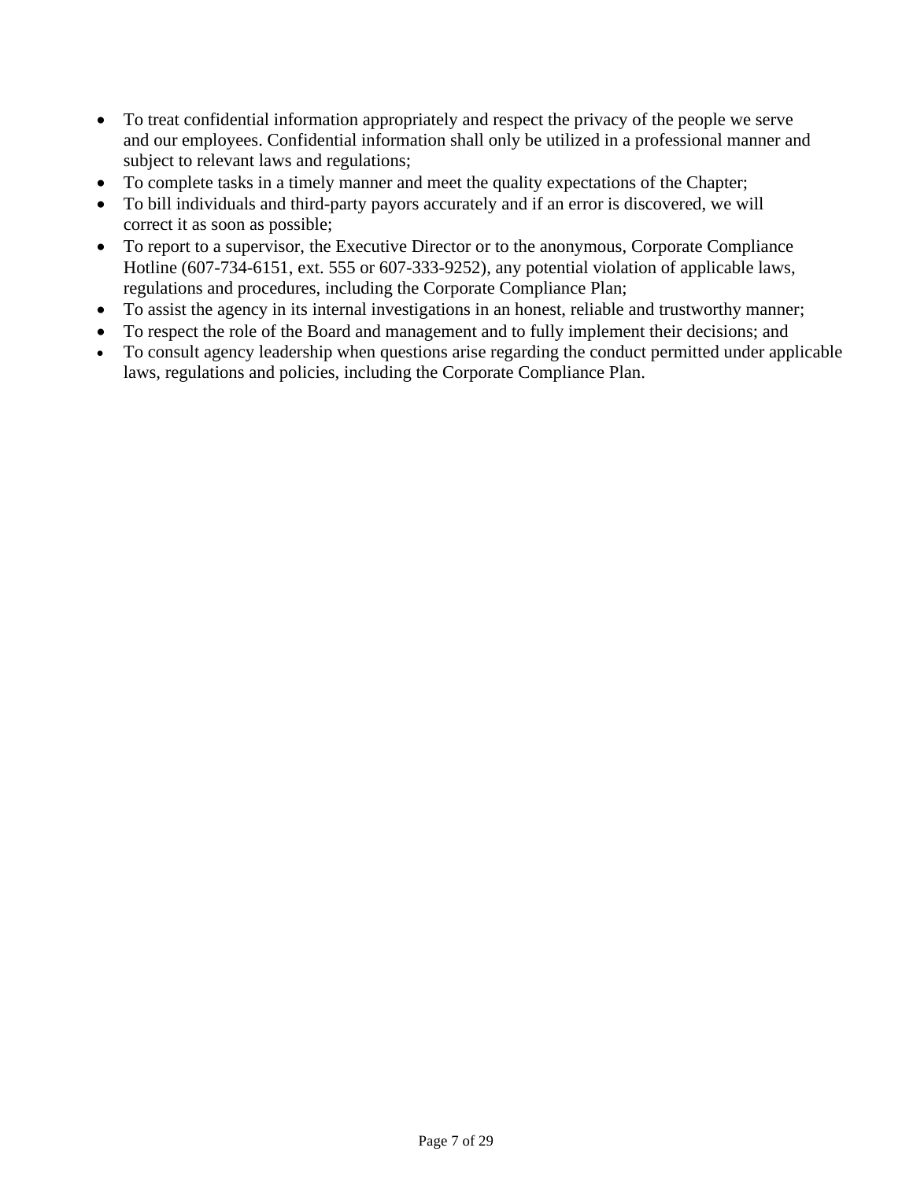- To treat confidential information appropriately and respect the privacy of the people we serve and our employees. Confidential information shall only be utilized in a professional manner and subject to relevant laws and regulations;
- To complete tasks in a timely manner and meet the quality expectations of the Chapter;
- To bill individuals and third-party payors accurately and if an error is discovered, we will correct it as soon as possible;
- To report to a supervisor, the Executive Director or to the anonymous, Corporate Compliance Hotline (607-734-6151, ext. 555 or 607-333-9252), any potential violation of applicable laws, regulations and procedures, including the Corporate Compliance Plan;
- To assist the agency in its internal investigations in an honest, reliable and trustworthy manner;
- To respect the role of the Board and management and to fully implement their decisions; and
- To consult agency leadership when questions arise regarding the conduct permitted under applicable laws, regulations and policies, including the Corporate Compliance Plan.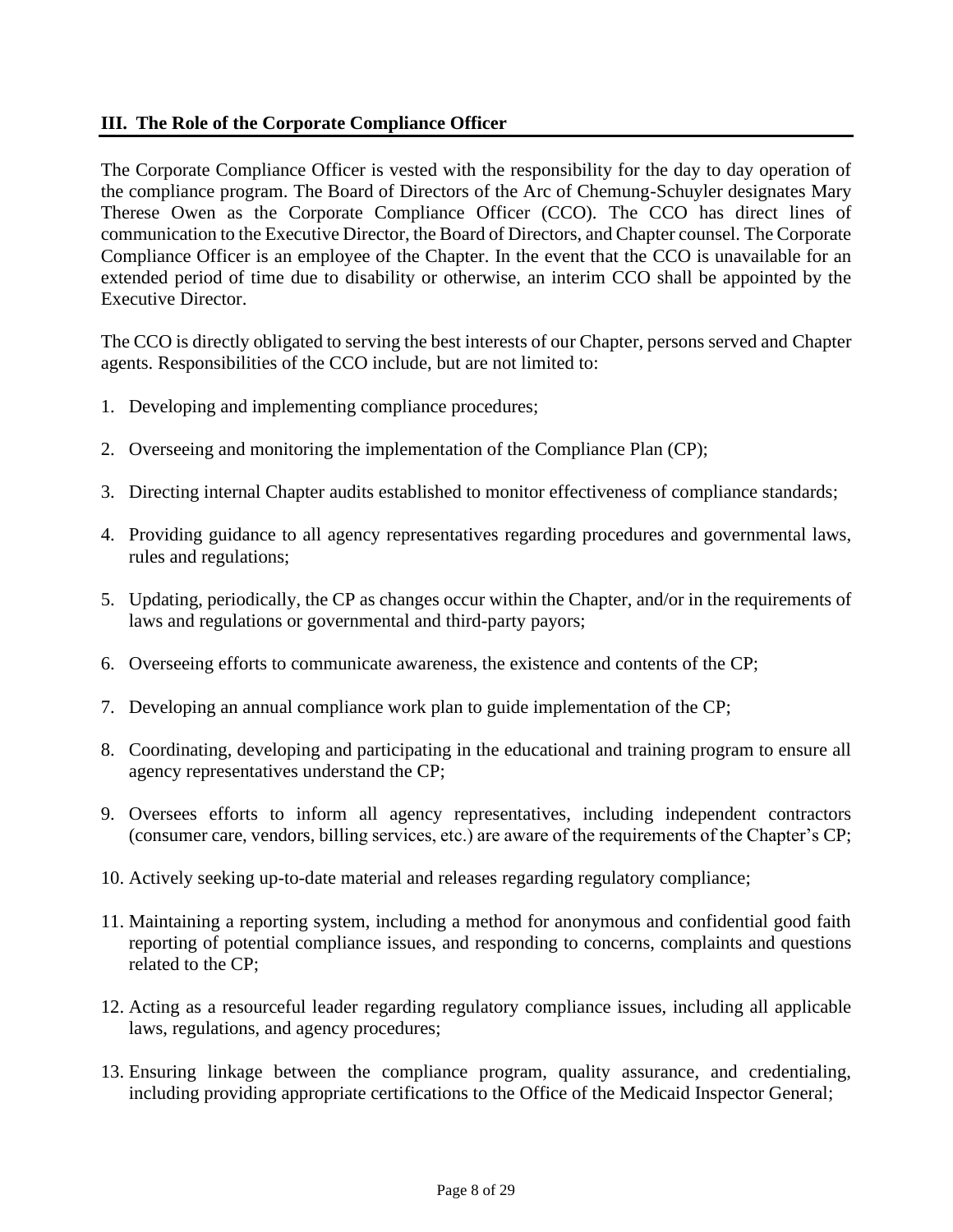## III. The Role of the Corporate Compliance Officer

The Corporate Compliance Officer is vested with the responsibility for the day to day operation of the compliance program. The Board of Directors of the Arc of Chemung-Schuyler designates Mary Therese Owen as the Corporate Compliance Officer (CCO). The CCO has direct lines of communication to the Executive Director, the Board of Directors, and Chapter counsel. The Corporate Compliance Officer is an employee of the Chapter. In the event that the CCO is unavailable for an extended period of time due to disability or otherwise, an interim CCO shall be appointed by the Executive Director.

The CCO is directly obligated to serving the best interests of our Chapter, persons served and Chapter agents. Responsibilities of the CCO include, but are not limited to:

1. Developing and implementing compliance procedures;
2. Overseeing and monitoring the implementation of the Compliance Plan (CP);
3. Directing internal Chapter audits established to monitor effectiveness of compliance standards;
4. Providing guidance to all agency representatives regarding procedures and governmental laws, rules and regulations;
5. Updating, periodically, the CP as changes occur within the Chapter, and/or in the requirements of laws and regulations or governmental and third-party payors;
6. Overseeing efforts to communicate awareness, the existence and contents of the CP;
7. Developing an annual compliance work plan to guide implementation of the CP;
8. Coordinating, developing and participating in the educational and training program to ensure all agency representatives understand the CP;
9. Oversees efforts to inform all agency representatives, including independent contractors (consumer care, vendors, billing services, etc.) are aware of the requirements of the Chapter's CP;
10. Actively seeking up-to-date material and releases regarding regulatory compliance;
11. Maintaining a reporting system, including a method for anonymous and confidential good faith reporting of potential compliance issues, and responding to concerns, complaints and questions related to the CP;
12. Acting as a resourceful leader regarding regulatory compliance issues, including all applicable laws, regulations, and agency procedures;
13. Ensuring linkage between the compliance program, quality assurance, and credentialing, including providing appropriate certifications to the Office of the Medicaid Inspector General;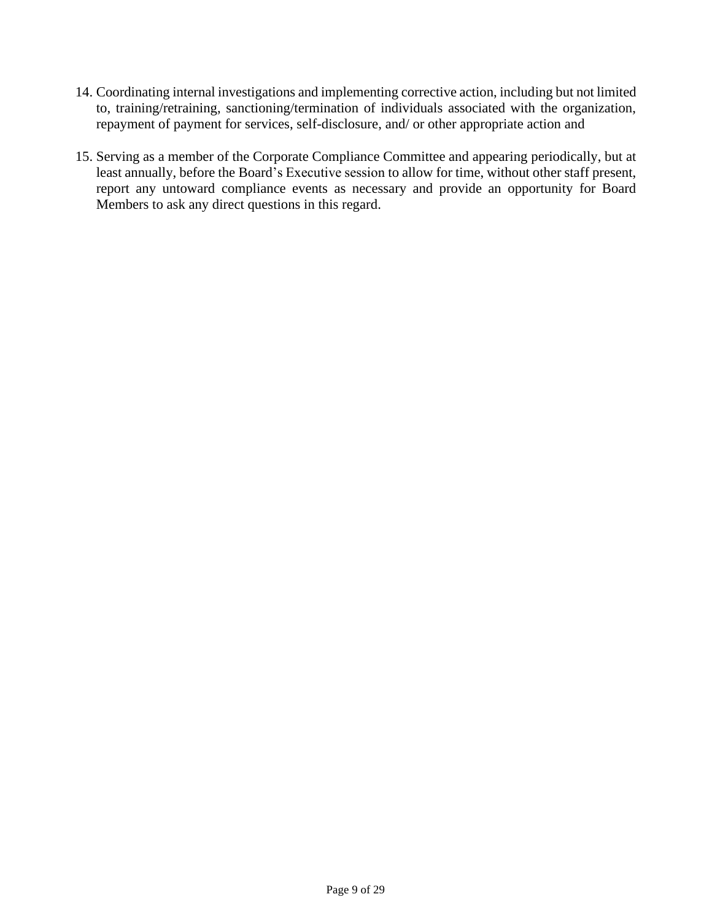14. Coordinating internal investigations and implementing corrective action, including but not limited to, training/retraining, sanctioning/termination of individuals associated with the organization, repayment of payment for services, self-disclosure, and/ or other appropriate action and

15. Serving as a member of the Corporate Compliance Committee and appearing periodically, but at least annually, before the Board's Executive session to allow for time, without other staff present, report any untoward compliance events as necessary and provide an opportunity for Board Members to ask any direct questions in this regard.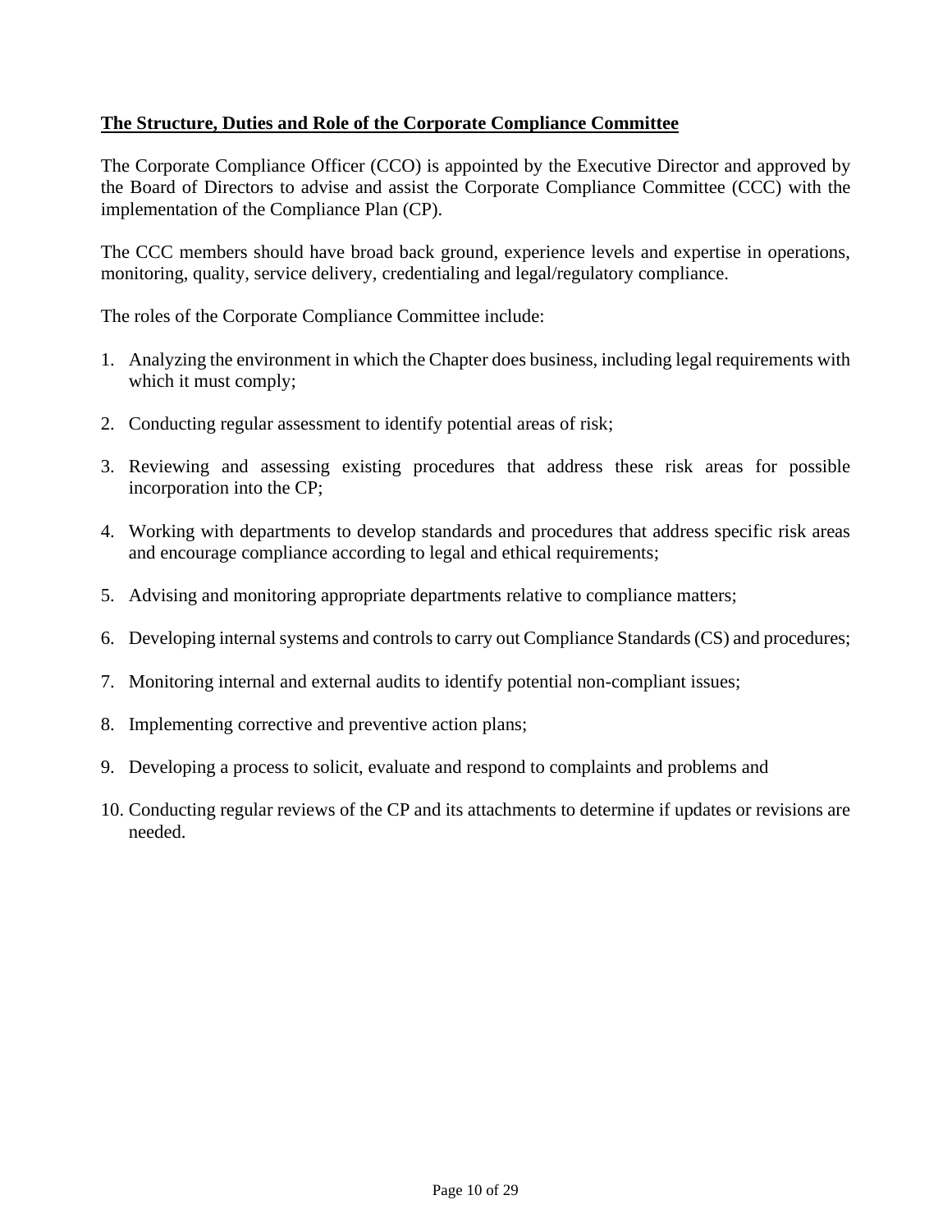**The Structure, Duties and Role of the Corporate Compliance Committee**

The Corporate Compliance Officer (CCO) is appointed by the Executive Director and approved by the Board of Directors to advise and assist the Corporate Compliance Committee (CCC) with the implementation of the Compliance Plan (CP).

The CCC members should have broad back ground, experience levels and expertise in operations, monitoring, quality, service delivery, credentialing and legal/regulatory compliance.

The roles of the Corporate Compliance Committee include:

1. Analyzing the environment in which the Chapter does business, including legal requirements with which it must comply;

2. Conducting regular assessment to identify potential areas of risk;

3. Reviewing and assessing existing procedures that address these risk areas for possible incorporation into the CP;

4. Working with departments to develop standards and procedures that address specific risk areas and encourage compliance according to legal and ethical requirements;

5. Advising and monitoring appropriate departments relative to compliance matters;

6. Developing internal systems and controls to carry out Compliance Standards (CS) and procedures;

7. Monitoring internal and external audits to identify potential non-compliant issues;

8. Implementing corrective and preventive action plans;

9. Developing a process to solicit, evaluate and respond to complaints and problems and

10. Conducting regular reviews of the CP and its attachments to determine if updates or revisions are needed.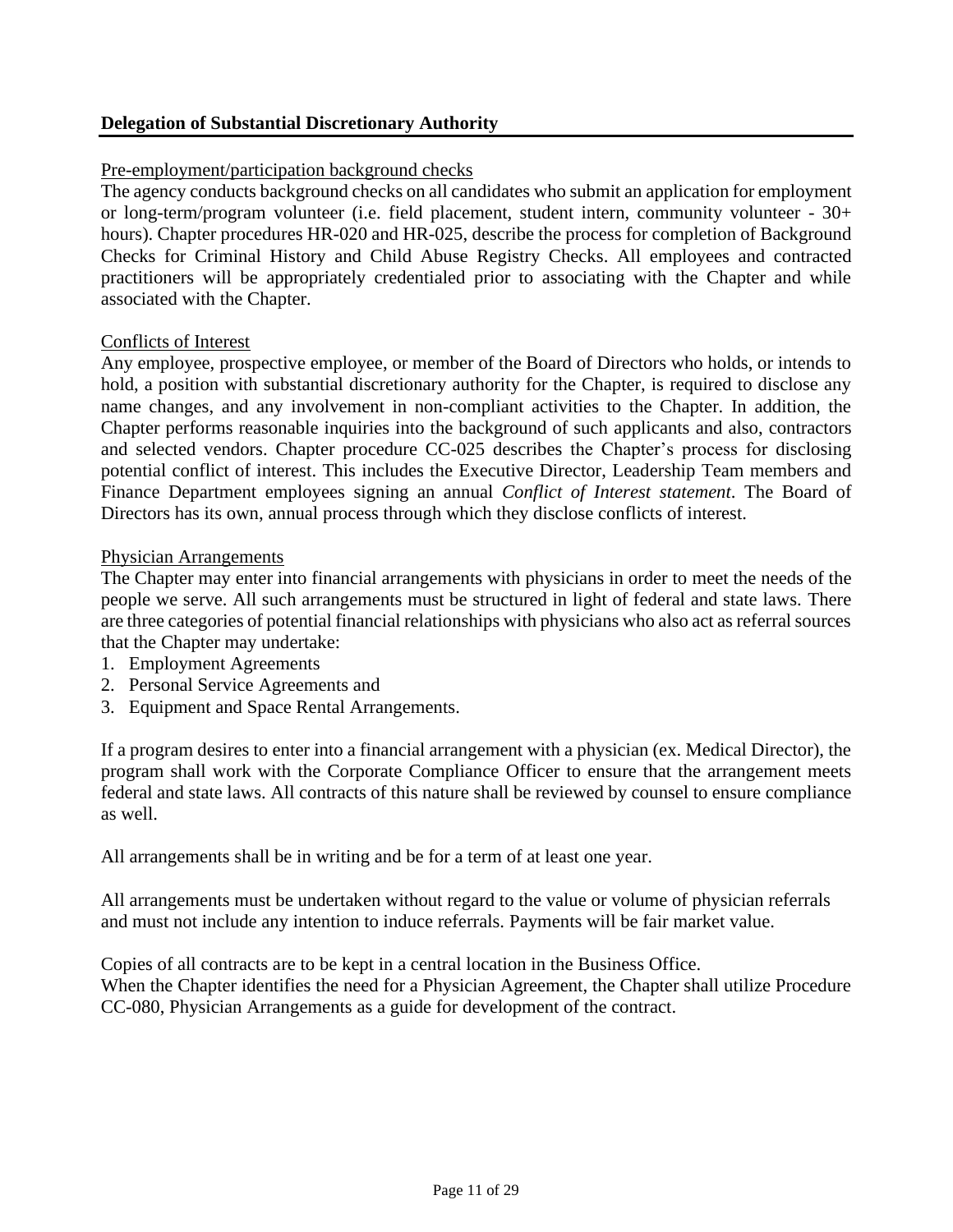## Delegation of Substantial Discretionary Authority

Pre-employment/participation background checks

The agency conducts background checks on all candidates who submit an application for employment or long-term/program volunteer (i.e. field placement, student intern, community volunteer - 30+ hours). Chapter procedures HR-020 and HR-025, describe the process for completion of Background Checks for Criminal History and Child Abuse Registry Checks. All employees and contracted practitioners will be appropriately credentialed prior to associating with the Chapter and while associated with the Chapter.

Conflicts of Interest

Any employee, prospective employee, or member of the Board of Directors who holds, or intends to hold, a position with substantial discretionary authority for the Chapter, is required to disclose any name changes, and any involvement in non-compliant activities to the Chapter. In addition, the Chapter performs reasonable inquiries into the background of such applicants and also, contractors and selected vendors. Chapter procedure CC-025 describes the Chapter's process for disclosing potential conflict of interest. This includes the Executive Director, Leadership Team members and Finance Department employees signing an annual *Conflict of Interest statement*. The Board of Directors has its own, annual process through which they disclose conflicts of interest.

Physician Arrangements

The Chapter may enter into financial arrangements with physicians in order to meet the needs of the people we serve. All such arrangements must be structured in light of federal and state laws. There are three categories of potential financial relationships with physicians who also act as referral sources that the Chapter may undertake:

1. Employment Agreements
2. Personal Service Agreements and
3. Equipment and Space Rental Arrangements.

If a program desires to enter into a financial arrangement with a physician (ex. Medical Director), the program shall work with the Corporate Compliance Officer to ensure that the arrangement meets federal and state laws. All contracts of this nature shall be reviewed by counsel to ensure compliance as well.

All arrangements shall be in writing and be for a term of at least one year.

All arrangements must be undertaken without regard to the value or volume of physician referrals and must not include any intention to induce referrals. Payments will be fair market value.

Copies of all contracts are to be kept in a central location in the Business Office.
When the Chapter identifies the need for a Physician Agreement, the Chapter shall utilize Procedure CC-080, Physician Arrangements as a guide for development of the contract.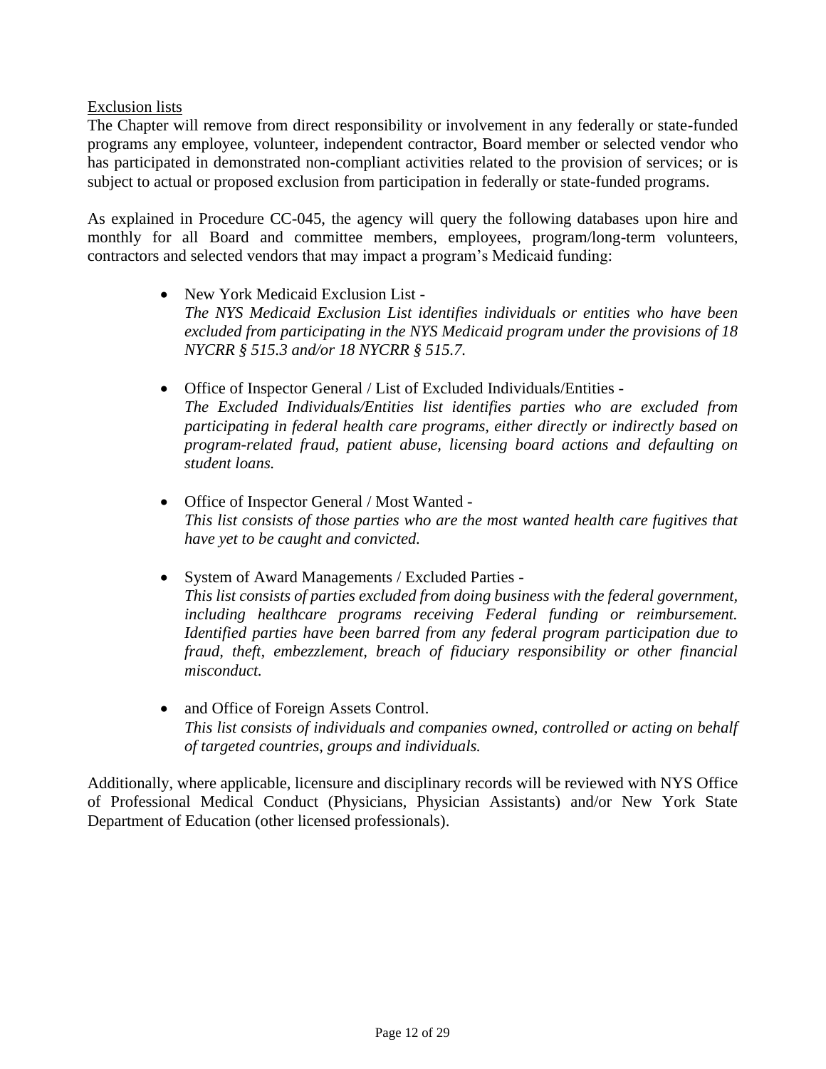Exclusion lists

The Chapter will remove from direct responsibility or involvement in any federally or state-funded programs any employee, volunteer, independent contractor, Board member or selected vendor who has participated in demonstrated non-compliant activities related to the provision of services; or is subject to actual or proposed exclusion from participation in federally or state-funded programs.

As explained in Procedure CC-045, the agency will query the following databases upon hire and monthly for all Board and committee members, employees, program/long-term volunteers, contractors and selected vendors that may impact a program's Medicaid funding:

- New York Medicaid Exclusion List -
  *The NYS Medicaid Exclusion List identifies individuals or entities who have been excluded from participating in the NYS Medicaid program under the provisions of 18 NYCRR § 515.3 and/or 18 NYCRR § 515.7.*

- Office of Inspector General / List of Excluded Individuals/Entities -
  *The Excluded Individuals/Entities list identifies parties who are excluded from participating in federal health care programs, either directly or indirectly based on program-related fraud, patient abuse, licensing board actions and defaulting on student loans.*

- Office of Inspector General / Most Wanted -
  *This list consists of those parties who are the most wanted health care fugitives that have yet to be caught and convicted.*

- System of Award Managements / Excluded Parties -
  *This list consists of parties excluded from doing business with the federal government, including healthcare programs receiving Federal funding or reimbursement. Identified parties have been barred from any federal program participation due to fraud, theft, embezzlement, breach of fiduciary responsibility or other financial misconduct.*

- and Office of Foreign Assets Control.
  *This list consists of individuals and companies owned, controlled or acting on behalf of targeted countries, groups and individuals.*

Additionally, where applicable, licensure and disciplinary records will be reviewed with NYS Office of Professional Medical Conduct (Physicians, Physician Assistants) and/or New York State Department of Education (other licensed professionals).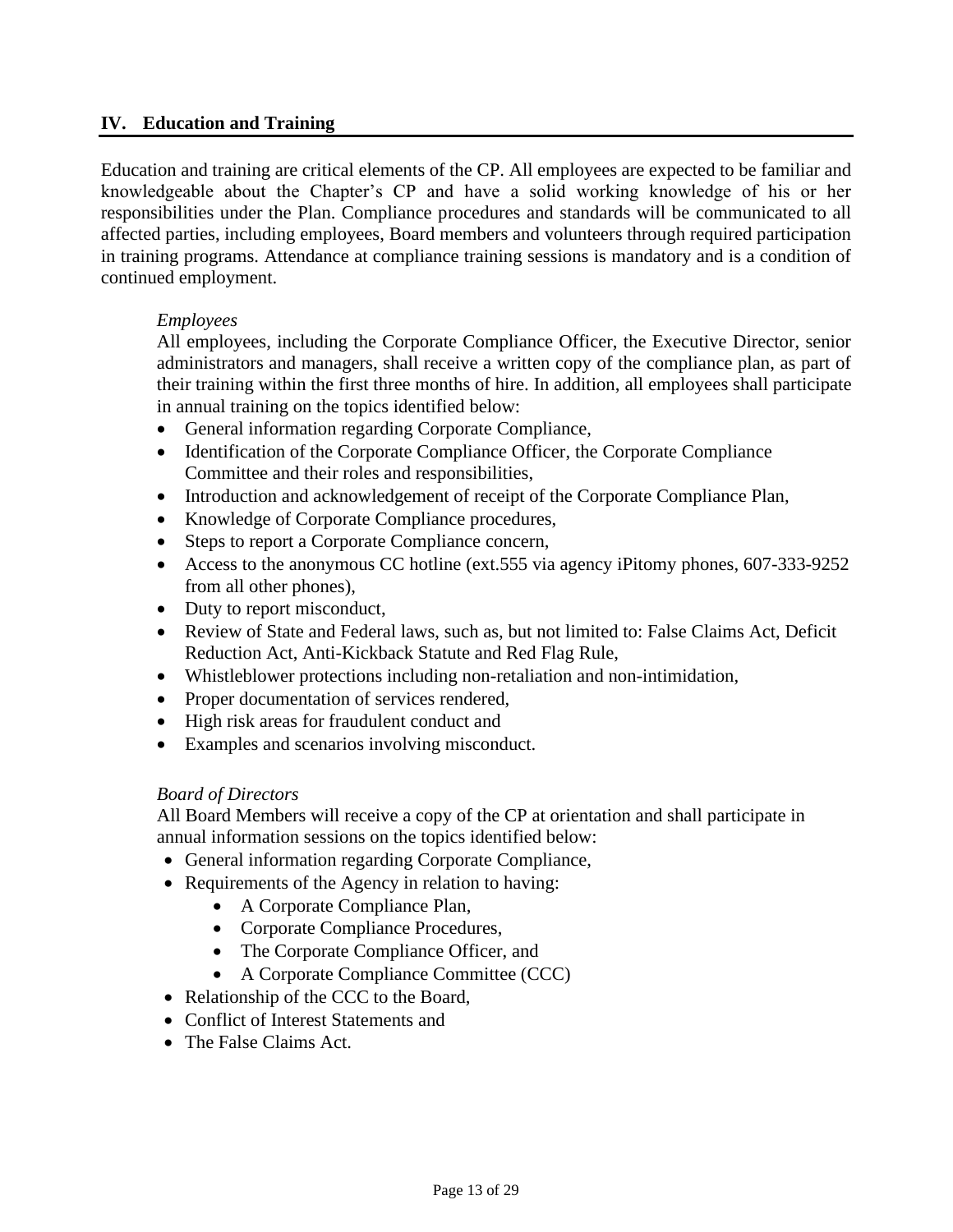## IV. Education and Training

Education and training are critical elements of the CP. All employees are expected to be familiar and knowledgeable about the Chapter's CP and have a solid working knowledge of his or her responsibilities under the Plan. Compliance procedures and standards will be communicated to all affected parties, including employees, Board members and volunteers through required participation in training programs. Attendance at compliance training sessions is mandatory and is a condition of continued employment.

*Employees*

All employees, including the Corporate Compliance Officer, the Executive Director, senior administrators and managers, shall receive a written copy of the compliance plan, as part of their training within the first three months of hire. In addition, all employees shall participate in annual training on the topics identified below:

- General information regarding Corporate Compliance,
- Identification of the Corporate Compliance Officer, the Corporate Compliance Committee and their roles and responsibilities,
- Introduction and acknowledgement of receipt of the Corporate Compliance Plan,
- Knowledge of Corporate Compliance procedures,
- Steps to report a Corporate Compliance concern,
- Access to the anonymous CC hotline (ext.555 via agency iPitomy phones, 607-333-9252 from all other phones),
- Duty to report misconduct,
- Review of State and Federal laws, such as, but not limited to: False Claims Act, Deficit Reduction Act, Anti-Kickback Statute and Red Flag Rule,
- Whistleblower protections including non-retaliation and non-intimidation,
- Proper documentation of services rendered,
- High risk areas for fraudulent conduct and
- Examples and scenarios involving misconduct.

*Board of Directors*

All Board Members will receive a copy of the CP at orientation and shall participate in annual information sessions on the topics identified below:

- General information regarding Corporate Compliance,
- Requirements of the Agency in relation to having:
  - A Corporate Compliance Plan,
  - Corporate Compliance Procedures,
  - The Corporate Compliance Officer, and
  - A Corporate Compliance Committee (CCC)
- Relationship of the CCC to the Board,
- Conflict of Interest Statements and
- The False Claims Act.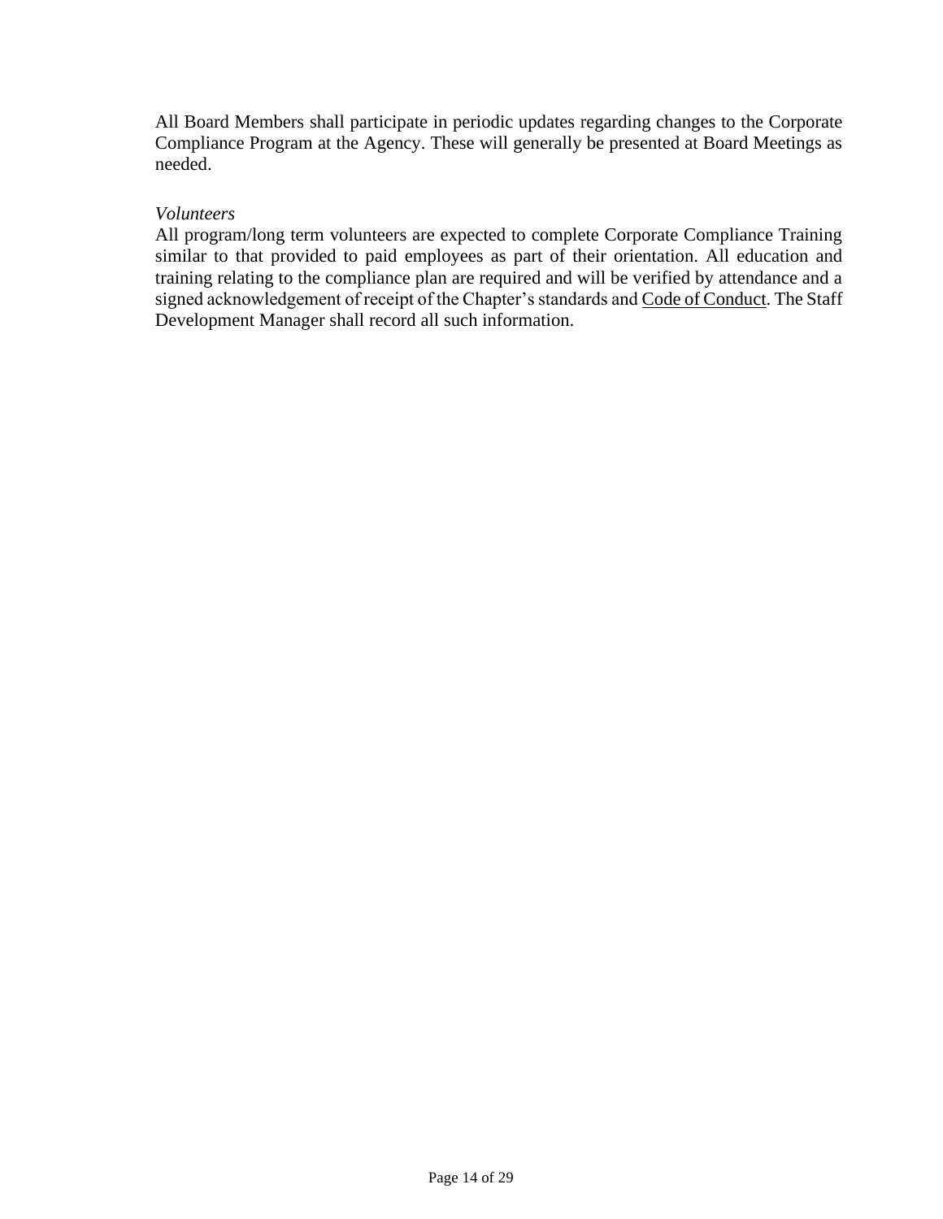All Board Members shall participate in periodic updates regarding changes to the Corporate Compliance Program at the Agency. These will generally be presented at Board Meetings as needed.

*Volunteers*

All program/long term volunteers are expected to complete Corporate Compliance Training similar to that provided to paid employees as part of their orientation. All education and training relating to the compliance plan are required and will be verified by attendance and a signed acknowledgement of receipt of the Chapter's standards and <u>Code of Conduct</u>. The Staff Development Manager shall record all such information.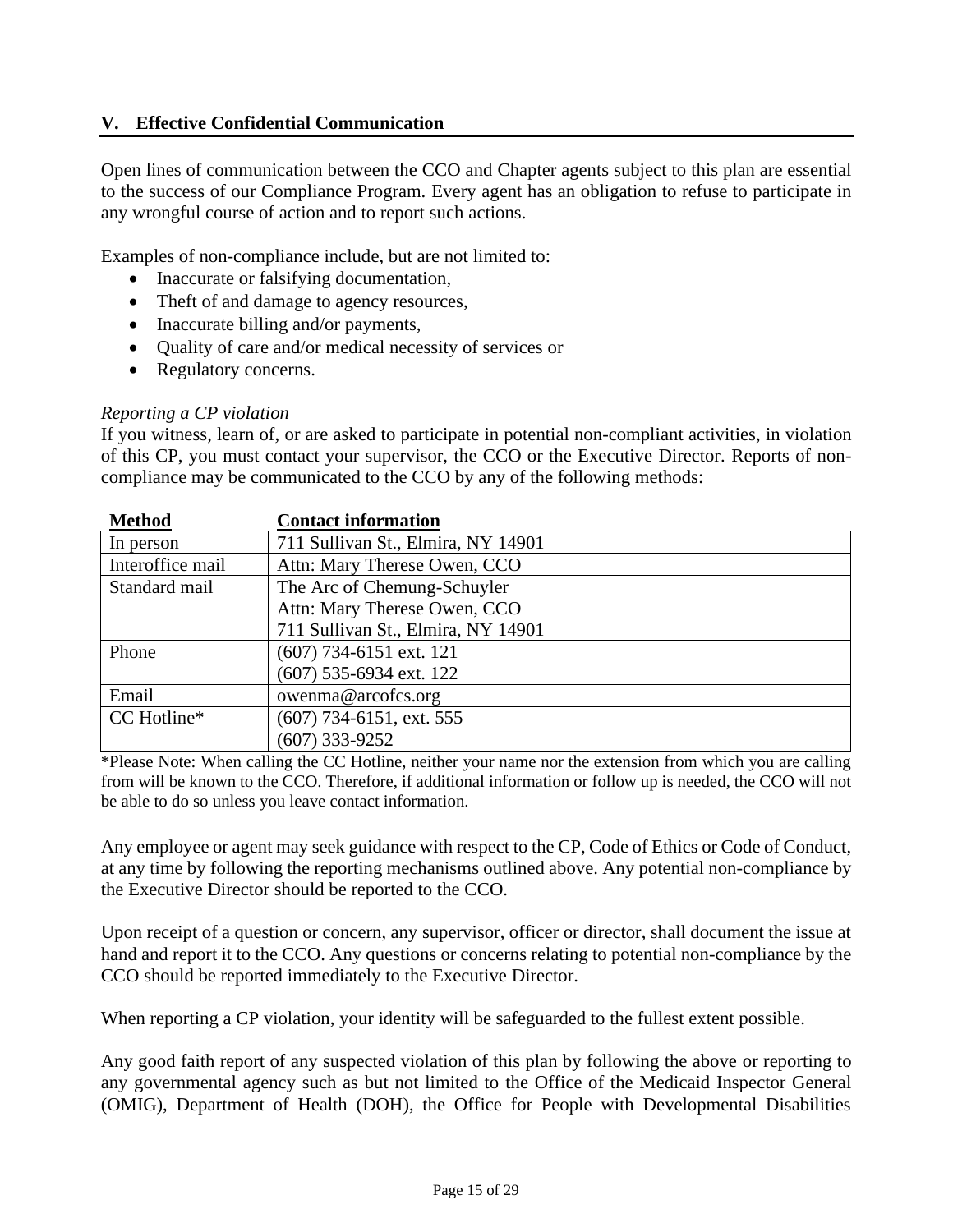## V. Effective Confidential Communication

Open lines of communication between the CCO and Chapter agents subject to this plan are essential to the success of our Compliance Program. Every agent has an obligation to refuse to participate in any wrongful course of action and to report such actions.

Examples of non-compliance include, but are not limited to:

- Inaccurate or falsifying documentation,
- Theft of and damage to agency resources,
- Inaccurate billing and/or payments,
- Quality of care and/or medical necessity of services or
- Regulatory concerns.

*Reporting a CP violation*

If you witness, learn of, or are asked to participate in potential non-compliant activities, in violation of this CP, you must contact your supervisor, the CCO or the Executive Director. Reports of non-compliance may be communicated to the CCO by any of the following methods:

| **Method** | **Contact information** |
|---|---|
| In person | 711 Sullivan St., Elmira, NY 14901 |
| Interoffice mail | Attn: Mary Therese Owen, CCO |
| Standard mail | The Arc of Chemung-Schuyler<br>Attn: Mary Therese Owen, CCO<br>711 Sullivan St., Elmira, NY 14901 |
| Phone | (607) 734-6151 ext. 121<br>(607) 535-6934 ext. 122 |
| Email | owenma@arcofcs.org |
| CC Hotline* | (607) 734-6151, ext. 555 |
| | (607) 333-9252 |

*Please Note: When calling the CC Hotline, neither your name nor the extension from which you are calling from will be known to the CCO. Therefore, if additional information or follow up is needed, the CCO will not be able to do so unless you leave contact information.

Any employee or agent may seek guidance with respect to the CP, Code of Ethics or Code of Conduct, at any time by following the reporting mechanisms outlined above. Any potential non-compliance by the Executive Director should be reported to the CCO.

Upon receipt of a question or concern, any supervisor, officer or director, shall document the issue at hand and report it to the CCO. Any questions or concerns relating to potential non-compliance by the CCO should be reported immediately to the Executive Director.

When reporting a CP violation, your identity will be safeguarded to the fullest extent possible.

Any good faith report of any suspected violation of this plan by following the above or reporting to any governmental agency such as but not limited to the Office of the Medicaid Inspector General (OMIG), Department of Health (DOH), the Office for People with Developmental Disabilities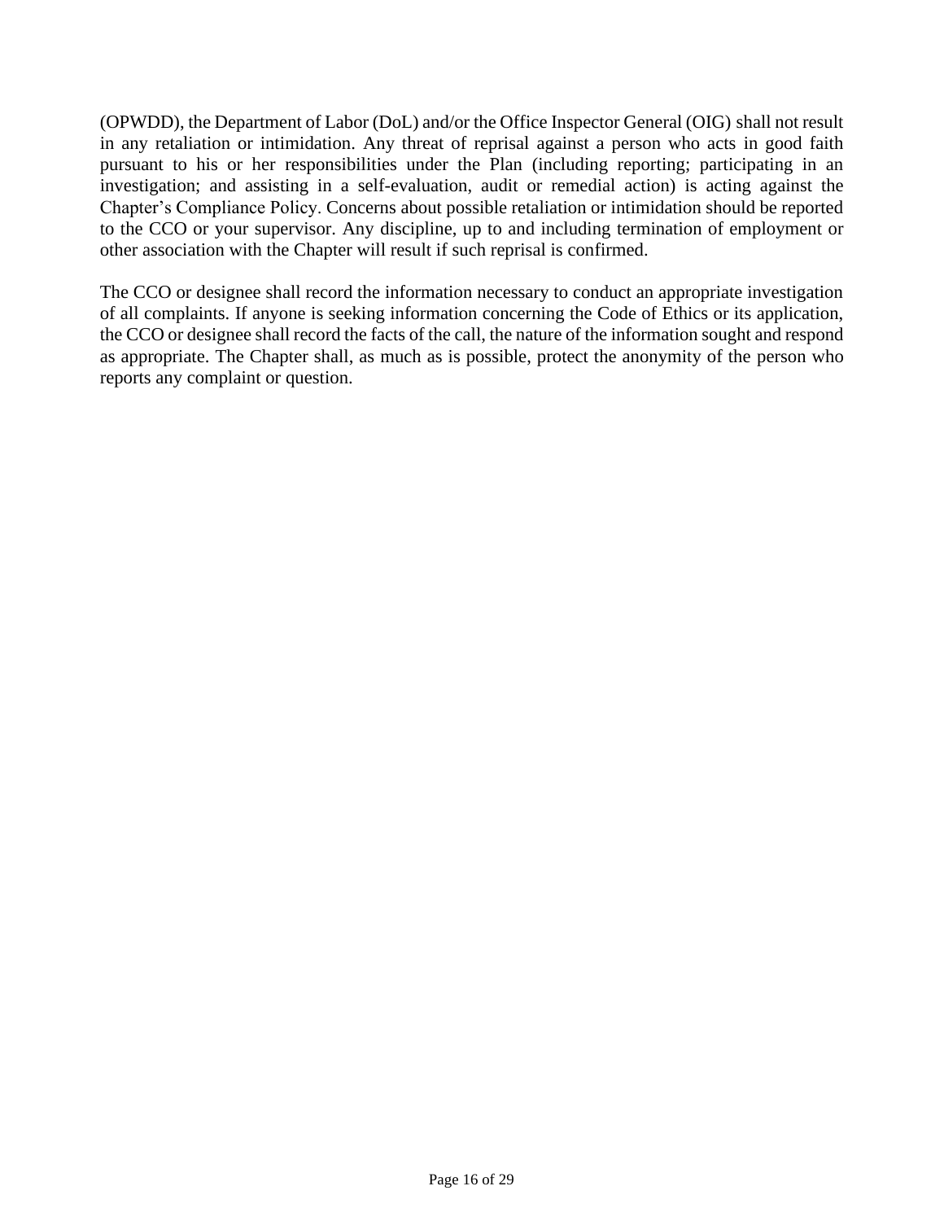(OPWDD), the Department of Labor (DoL) and/or the Office Inspector General (OIG) shall not result in any retaliation or intimidation. Any threat of reprisal against a person who acts in good faith pursuant to his or her responsibilities under the Plan (including reporting; participating in an investigation; and assisting in a self-evaluation, audit or remedial action) is acting against the Chapter's Compliance Policy. Concerns about possible retaliation or intimidation should be reported to the CCO or your supervisor. Any discipline, up to and including termination of employment or other association with the Chapter will result if such reprisal is confirmed.

The CCO or designee shall record the information necessary to conduct an appropriate investigation of all complaints. If anyone is seeking information concerning the Code of Ethics or its application, the CCO or designee shall record the facts of the call, the nature of the information sought and respond as appropriate. The Chapter shall, as much as is possible, protect the anonymity of the person who reports any complaint or question.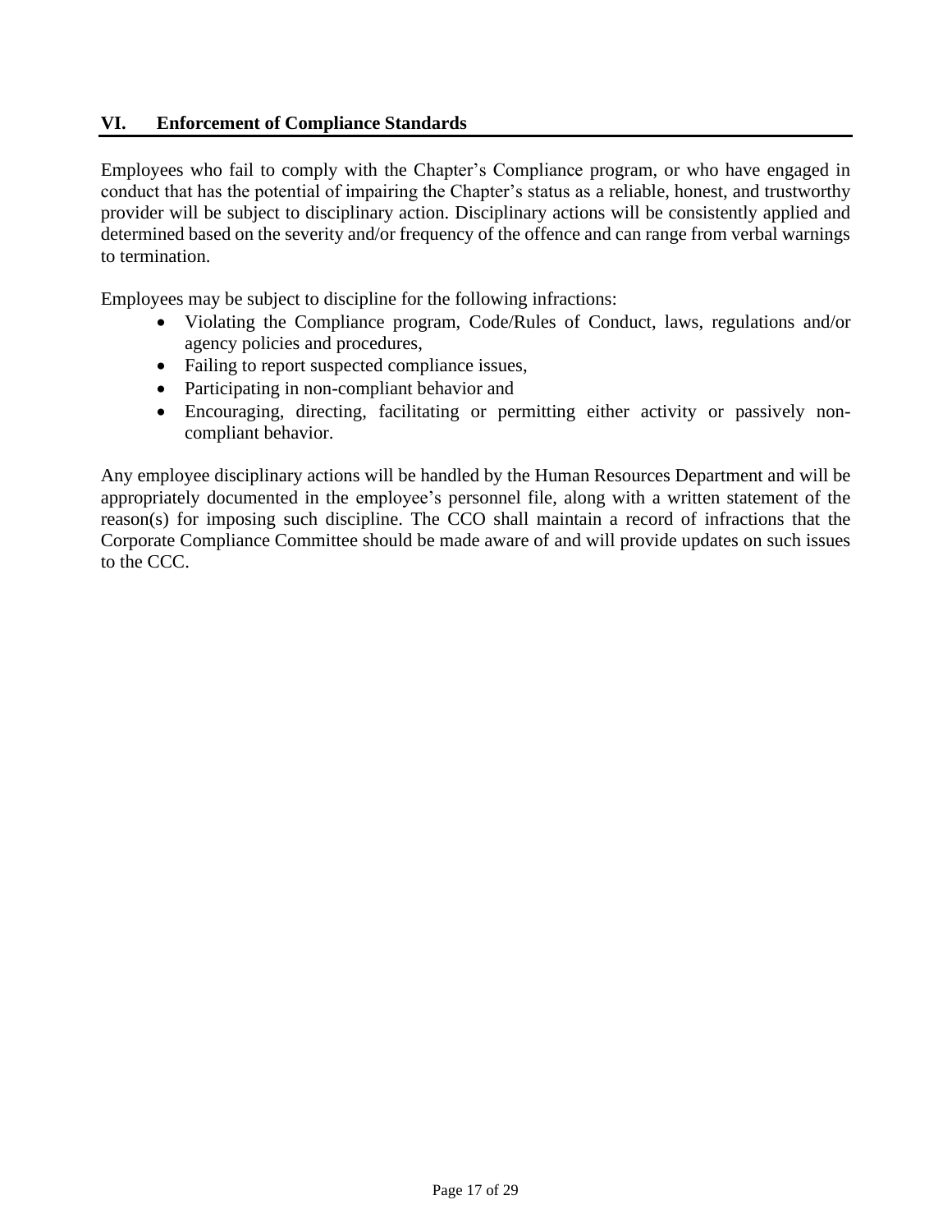## VI. Enforcement of Compliance Standards

Employees who fail to comply with the Chapter's Compliance program, or who have engaged in conduct that has the potential of impairing the Chapter's status as a reliable, honest, and trustworthy provider will be subject to disciplinary action. Disciplinary actions will be consistently applied and determined based on the severity and/or frequency of the offence and can range from verbal warnings to termination.

Employees may be subject to discipline for the following infractions:

- Violating the Compliance program, Code/Rules of Conduct, laws, regulations and/or agency policies and procedures,
- Failing to report suspected compliance issues,
- Participating in non-compliant behavior and
- Encouraging, directing, facilitating or permitting either activity or passively non-compliant behavior.

Any employee disciplinary actions will be handled by the Human Resources Department and will be appropriately documented in the employee's personnel file, along with a written statement of the reason(s) for imposing such discipline. The CCO shall maintain a record of infractions that the Corporate Compliance Committee should be made aware of and will provide updates on such issues to the CCC.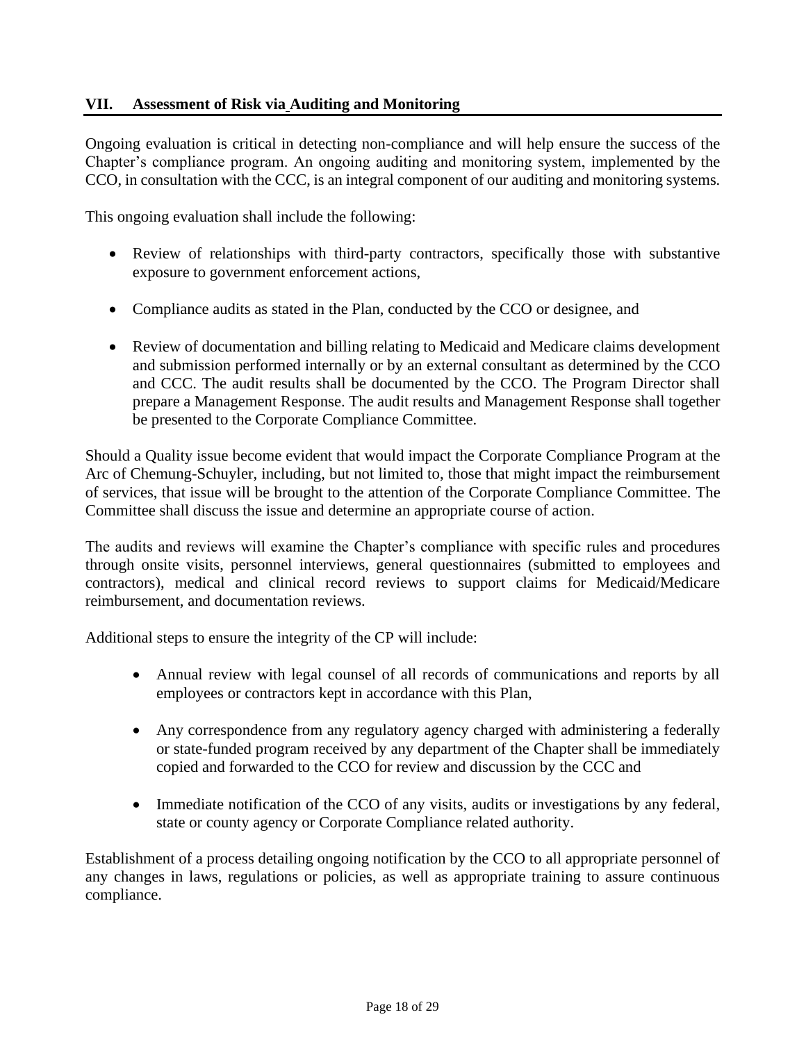## VII. Assessment of Risk via Auditing and Monitoring

Ongoing evaluation is critical in detecting non-compliance and will help ensure the success of the Chapter's compliance program. An ongoing auditing and monitoring system, implemented by the CCO, in consultation with the CCC, is an integral component of our auditing and monitoring systems.

This ongoing evaluation shall include the following:

- Review of relationships with third-party contractors, specifically those with substantive exposure to government enforcement actions,
- Compliance audits as stated in the Plan, conducted by the CCO or designee, and
- Review of documentation and billing relating to Medicaid and Medicare claims development and submission performed internally or by an external consultant as determined by the CCO and CCC. The audit results shall be documented by the CCO. The Program Director shall prepare a Management Response. The audit results and Management Response shall together be presented to the Corporate Compliance Committee.

Should a Quality issue become evident that would impact the Corporate Compliance Program at the Arc of Chemung-Schuyler, including, but not limited to, those that might impact the reimbursement of services, that issue will be brought to the attention of the Corporate Compliance Committee. The Committee shall discuss the issue and determine an appropriate course of action.

The audits and reviews will examine the Chapter's compliance with specific rules and procedures through onsite visits, personnel interviews, general questionnaires (submitted to employees and contractors), medical and clinical record reviews to support claims for Medicaid/Medicare reimbursement, and documentation reviews.

Additional steps to ensure the integrity of the CP will include:

- Annual review with legal counsel of all records of communications and reports by all employees or contractors kept in accordance with this Plan,
- Any correspondence from any regulatory agency charged with administering a federally or state-funded program received by any department of the Chapter shall be immediately copied and forwarded to the CCO for review and discussion by the CCC and
- Immediate notification of the CCO of any visits, audits or investigations by any federal, state or county agency or Corporate Compliance related authority.

Establishment of a process detailing ongoing notification by the CCO to all appropriate personnel of any changes in laws, regulations or policies, as well as appropriate training to assure continuous compliance.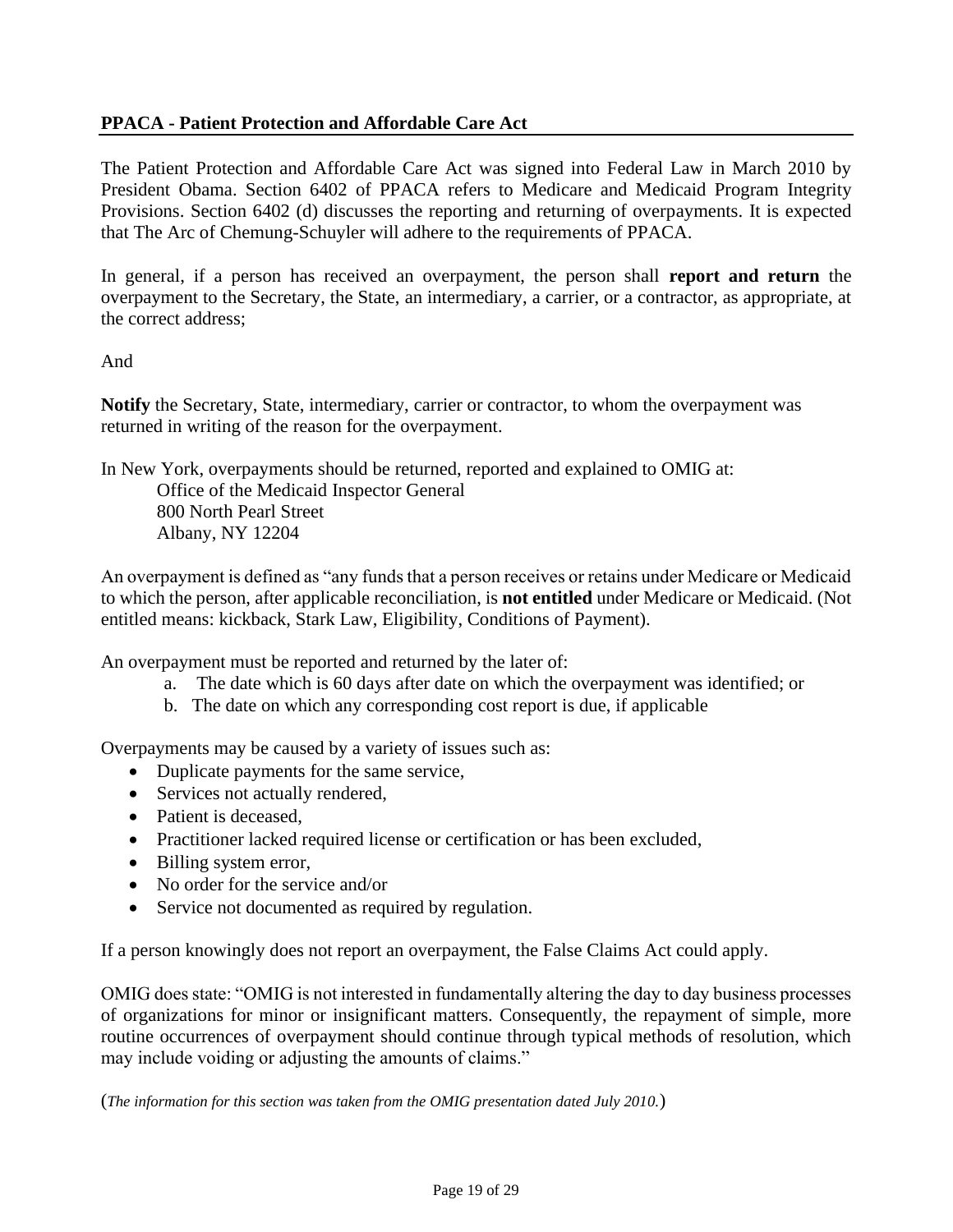## PPACA - Patient Protection and Affordable Care Act

The Patient Protection and Affordable Care Act was signed into Federal Law in March 2010 by President Obama. Section 6402 of PPACA refers to Medicare and Medicaid Program Integrity Provisions. Section 6402 (d) discusses the reporting and returning of overpayments. It is expected that The Arc of Chemung-Schuyler will adhere to the requirements of PPACA.

In general, if a person has received an overpayment, the person shall **report and return** the overpayment to the Secretary, the State, an intermediary, a carrier, or a contractor, as appropriate, at the correct address;

And

**Notify** the Secretary, State, intermediary, carrier or contractor, to whom the overpayment was returned in writing of the reason for the overpayment.

In New York, overpayments should be returned, reported and explained to OMIG at:

Office of the Medicaid Inspector General
800 North Pearl Street
Albany, NY 12204

An overpayment is defined as "any funds that a person receives or retains under Medicare or Medicaid to which the person, after applicable reconciliation, is **not entitled** under Medicare or Medicaid. (Not entitled means: kickback, Stark Law, Eligibility, Conditions of Payment).

An overpayment must be reported and returned by the later of:

a. The date which is 60 days after date on which the overpayment was identified; or
b. The date on which any corresponding cost report is due, if applicable

Overpayments may be caused by a variety of issues such as:

- Duplicate payments for the same service,
- Services not actually rendered,
- Patient is deceased,
- Practitioner lacked required license or certification or has been excluded,
- Billing system error,
- No order for the service and/or
- Service not documented as required by regulation.

If a person knowingly does not report an overpayment, the False Claims Act could apply.

OMIG does state: "OMIG is not interested in fundamentally altering the day to day business processes of organizations for minor or insignificant matters. Consequently, the repayment of simple, more routine occurrences of overpayment should continue through typical methods of resolution, which may include voiding or adjusting the amounts of claims."

(*The information for this section was taken from the OMIG presentation dated July 2010.*)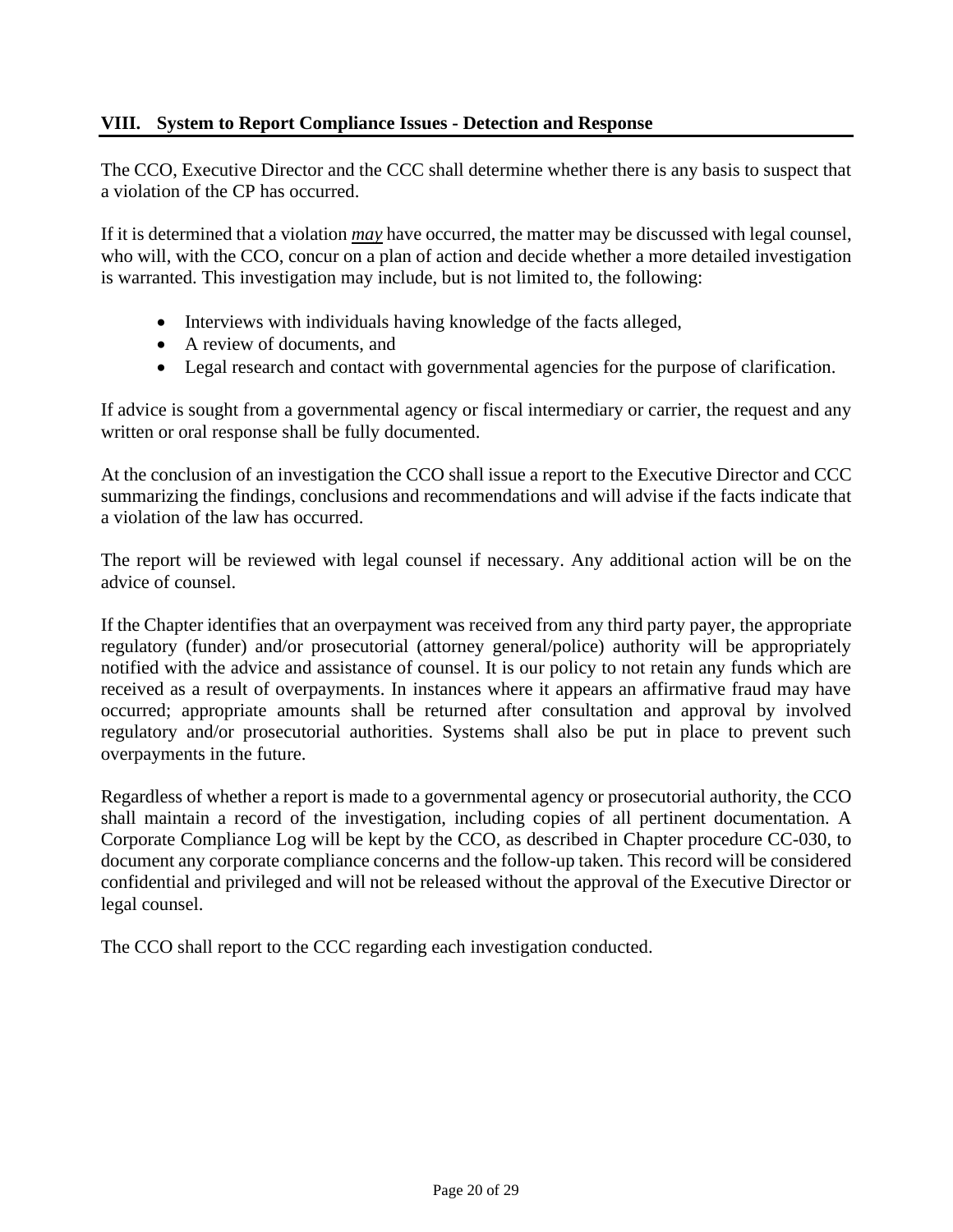## VIII. System to Report Compliance Issues - Detection and Response

The CCO, Executive Director and the CCC shall determine whether there is any basis to suspect that a violation of the CP has occurred.

If it is determined that a violation ***may*** have occurred, the matter may be discussed with legal counsel, who will, with the CCO, concur on a plan of action and decide whether a more detailed investigation is warranted. This investigation may include, but is not limited to, the following:

- Interviews with individuals having knowledge of the facts alleged,
- A review of documents, and
- Legal research and contact with governmental agencies for the purpose of clarification.

If advice is sought from a governmental agency or fiscal intermediary or carrier, the request and any written or oral response shall be fully documented.

At the conclusion of an investigation the CCO shall issue a report to the Executive Director and CCC summarizing the findings, conclusions and recommendations and will advise if the facts indicate that a violation of the law has occurred.

The report will be reviewed with legal counsel if necessary. Any additional action will be on the advice of counsel.

If the Chapter identifies that an overpayment was received from any third party payer, the appropriate regulatory (funder) and/or prosecutorial (attorney general/police) authority will be appropriately notified with the advice and assistance of counsel. It is our policy to not retain any funds which are received as a result of overpayments. In instances where it appears an affirmative fraud may have occurred; appropriate amounts shall be returned after consultation and approval by involved regulatory and/or prosecutorial authorities. Systems shall also be put in place to prevent such overpayments in the future.

Regardless of whether a report is made to a governmental agency or prosecutorial authority, the CCO shall maintain a record of the investigation, including copies of all pertinent documentation. A Corporate Compliance Log will be kept by the CCO, as described in Chapter procedure CC-030, to document any corporate compliance concerns and the follow-up taken. This record will be considered confidential and privileged and will not be released without the approval of the Executive Director or legal counsel.

The CCO shall report to the CCC regarding each investigation conducted.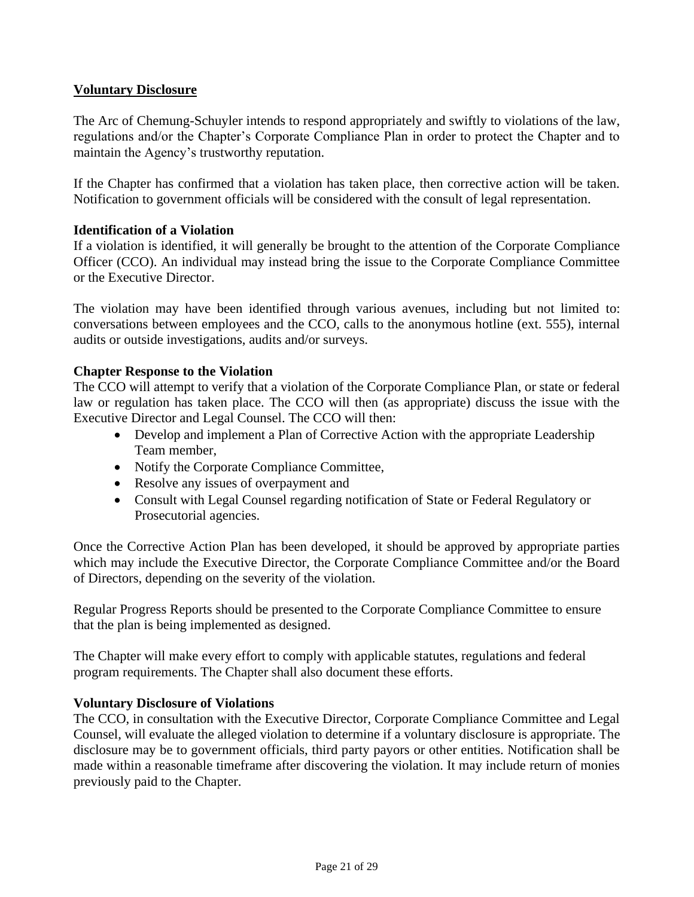## Voluntary Disclosure

The Arc of Chemung-Schuyler intends to respond appropriately and swiftly to violations of the law, regulations and/or the Chapter's Corporate Compliance Plan in order to protect the Chapter and to maintain the Agency's trustworthy reputation.

If the Chapter has confirmed that a violation has taken place, then corrective action will be taken. Notification to government officials will be considered with the consult of legal representation.

### Identification of a Violation

If a violation is identified, it will generally be brought to the attention of the Corporate Compliance Officer (CCO). An individual may instead bring the issue to the Corporate Compliance Committee or the Executive Director.

The violation may have been identified through various avenues, including but not limited to: conversations between employees and the CCO, calls to the anonymous hotline (ext. 555), internal audits or outside investigations, audits and/or surveys.

### Chapter Response to the Violation

The CCO will attempt to verify that a violation of the Corporate Compliance Plan, or state or federal law or regulation has taken place. The CCO will then (as appropriate) discuss the issue with the Executive Director and Legal Counsel. The CCO will then:

- Develop and implement a Plan of Corrective Action with the appropriate Leadership Team member,
- Notify the Corporate Compliance Committee,
- Resolve any issues of overpayment and
- Consult with Legal Counsel regarding notification of State or Federal Regulatory or Prosecutorial agencies.

Once the Corrective Action Plan has been developed, it should be approved by appropriate parties which may include the Executive Director, the Corporate Compliance Committee and/or the Board of Directors, depending on the severity of the violation.

Regular Progress Reports should be presented to the Corporate Compliance Committee to ensure that the plan is being implemented as designed.

The Chapter will make every effort to comply with applicable statutes, regulations and federal program requirements. The Chapter shall also document these efforts.

### Voluntary Disclosure of Violations

The CCO, in consultation with the Executive Director, Corporate Compliance Committee and Legal Counsel, will evaluate the alleged violation to determine if a voluntary disclosure is appropriate. The disclosure may be to government officials, third party payors or other entities. Notification shall be made within a reasonable timeframe after discovering the violation. It may include return of monies previously paid to the Chapter.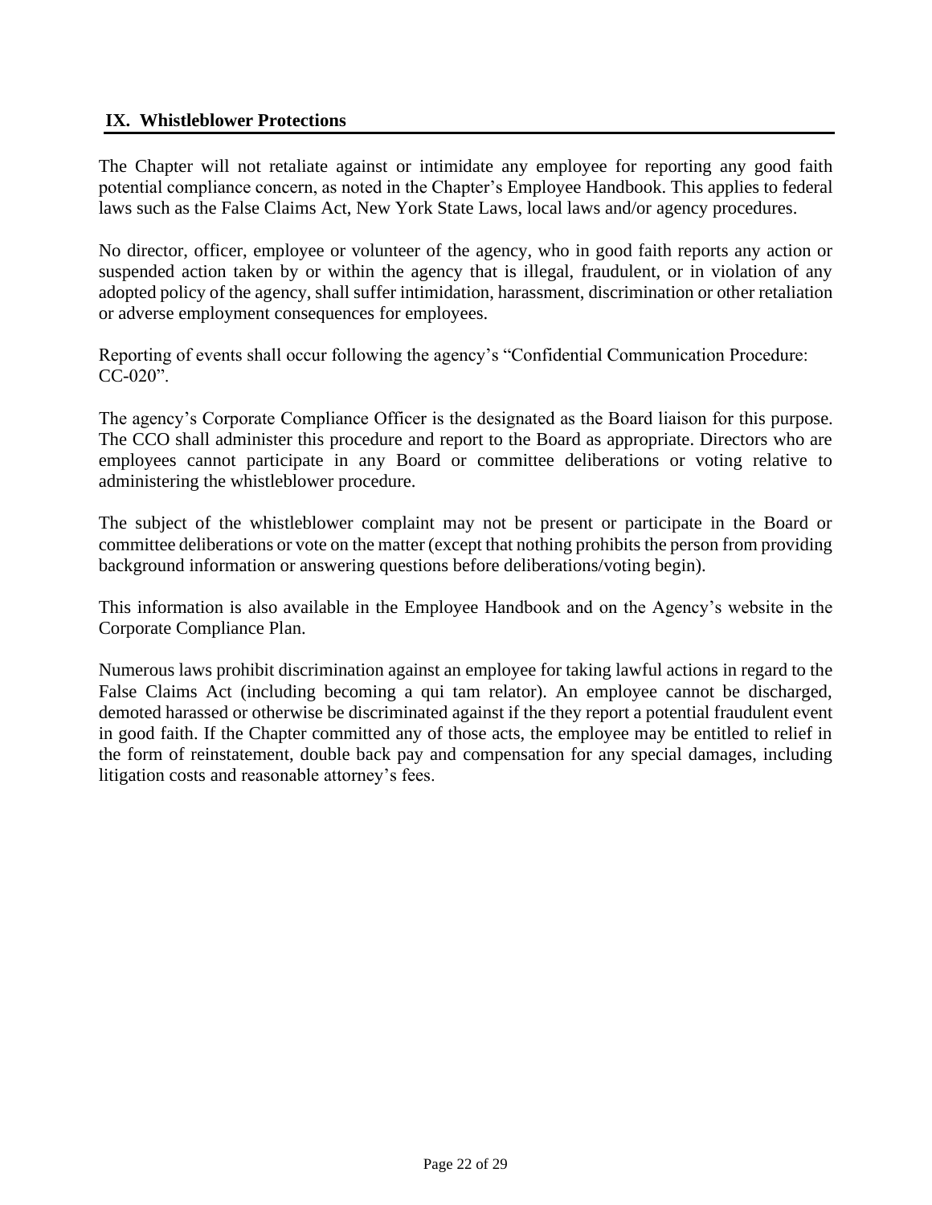## IX. Whistleblower Protections

The Chapter will not retaliate against or intimidate any employee for reporting any good faith potential compliance concern, as noted in the Chapter's Employee Handbook. This applies to federal laws such as the False Claims Act, New York State Laws, local laws and/or agency procedures.

No director, officer, employee or volunteer of the agency, who in good faith reports any action or suspended action taken by or within the agency that is illegal, fraudulent, or in violation of any adopted policy of the agency, shall suffer intimidation, harassment, discrimination or other retaliation or adverse employment consequences for employees.

Reporting of events shall occur following the agency's "Confidential Communication Procedure: CC-020".

The agency's Corporate Compliance Officer is the designated as the Board liaison for this purpose. The CCO shall administer this procedure and report to the Board as appropriate. Directors who are employees cannot participate in any Board or committee deliberations or voting relative to administering the whistleblower procedure.

The subject of the whistleblower complaint may not be present or participate in the Board or committee deliberations or vote on the matter (except that nothing prohibits the person from providing background information or answering questions before deliberations/voting begin).

This information is also available in the Employee Handbook and on the Agency's website in the Corporate Compliance Plan.

Numerous laws prohibit discrimination against an employee for taking lawful actions in regard to the False Claims Act (including becoming a qui tam relator). An employee cannot be discharged, demoted harassed or otherwise be discriminated against if the they report a potential fraudulent event in good faith. If the Chapter committed any of those acts, the employee may be entitled to relief in the form of reinstatement, double back pay and compensation for any special damages, including litigation costs and reasonable attorney's fees.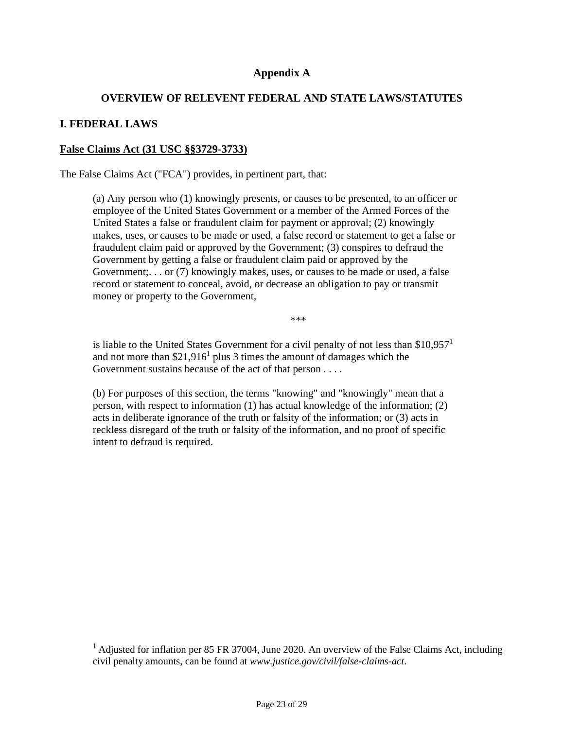# Appendix A

## OVERVIEW OF RELEVENT FEDERAL AND STATE LAWS/STATUTES

### I. FEDERAL LAWS

**False Claims Act (31 USC §§3729-3733)**

The False Claims Act ("FCA") provides, in pertinent part, that:

> (a) Any person who (1) knowingly presents, or causes to be presented, to an officer or employee of the United States Government or a member of the Armed Forces of the United States a false or fraudulent claim for payment or approval; (2) knowingly makes, uses, or causes to be made or used, a false record or statement to get a false or fraudulent claim paid or approved by the Government; (3) conspires to defraud the Government by getting a false or fraudulent claim paid or approved by the Government;. . . or (7) knowingly makes, uses, or causes to be made or used, a false record or statement to conceal, avoid, or decrease an obligation to pay or transmit money or property to the Government,
>
> ***
>
> is liable to the United States Government for a civil penalty of not less than $10,957[1] and not more than $21,916[1] plus 3 times the amount of damages which the Government sustains because of the act of that person . . . .
>
> (b) For purposes of this section, the terms "knowing" and "knowingly" mean that a person, with respect to information (1) has actual knowledge of the information; (2) acts in deliberate ignorance of the truth or falsity of the information; or (3) acts in reckless disregard of the truth or falsity of the information, and no proof of specific intent to defraud is required.

[1] Adjusted for inflation per 85 FR 37004, June 2020. An overview of the False Claims Act, including civil penalty amounts, can be found at *www.justice.gov/civil/false-claims-act*.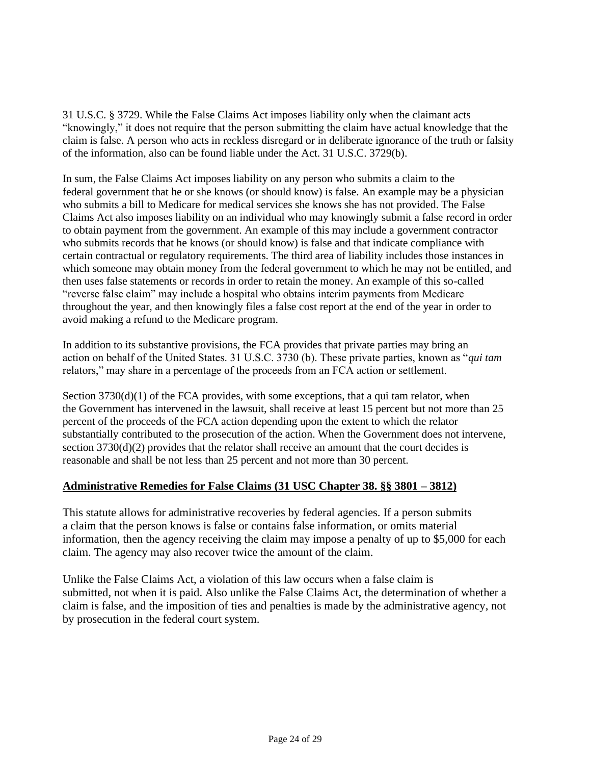31 U.S.C. § 3729. While the False Claims Act imposes liability only when the claimant acts "knowingly," it does not require that the person submitting the claim have actual knowledge that the claim is false. A person who acts in reckless disregard or in deliberate ignorance of the truth or falsity of the information, also can be found liable under the Act. 31 U.S.C. 3729(b).

In sum, the False Claims Act imposes liability on any person who submits a claim to the federal government that he or she knows (or should know) is false. An example may be a physician who submits a bill to Medicare for medical services she knows she has not provided. The False Claims Act also imposes liability on an individual who may knowingly submit a false record in order to obtain payment from the government. An example of this may include a government contractor who submits records that he knows (or should know) is false and that indicate compliance with certain contractual or regulatory requirements. The third area of liability includes those instances in which someone may obtain money from the federal government to which he may not be entitled, and then uses false statements or records in order to retain the money. An example of this so-called "reverse false claim" may include a hospital who obtains interim payments from Medicare throughout the year, and then knowingly files a false cost report at the end of the year in order to avoid making a refund to the Medicare program.

In addition to its substantive provisions, the FCA provides that private parties may bring an action on behalf of the United States. 31 U.S.C. 3730 (b). These private parties, known as "*qui tam* relators," may share in a percentage of the proceeds from an FCA action or settlement.

Section 3730(d)(1) of the FCA provides, with some exceptions, that a qui tam relator, when the Government has intervened in the lawsuit, shall receive at least 15 percent but not more than 25 percent of the proceeds of the FCA action depending upon the extent to which the relator substantially contributed to the prosecution of the action. When the Government does not intervene, section 3730(d)(2) provides that the relator shall receive an amount that the court decides is reasonable and shall be not less than 25 percent and not more than 30 percent.

**Administrative Remedies for False Claims (31 USC Chapter 38. §§ 3801 – 3812)**

This statute allows for administrative recoveries by federal agencies. If a person submits a claim that the person knows is false or contains false information, or omits material information, then the agency receiving the claim may impose a penalty of up to $5,000 for each claim. The agency may also recover twice the amount of the claim.

Unlike the False Claims Act, a violation of this law occurs when a false claim is submitted, not when it is paid. Also unlike the False Claims Act, the determination of whether a claim is false, and the imposition of ties and penalties is made by the administrative agency, not by prosecution in the federal court system.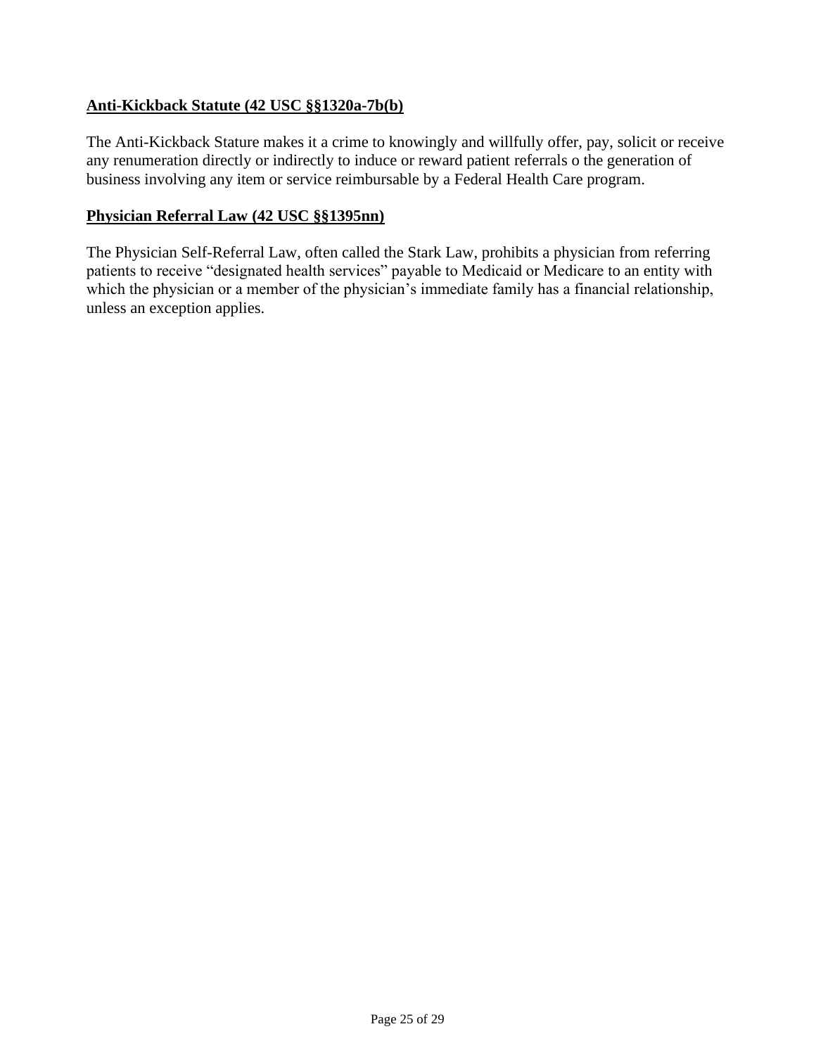**Anti-Kickback Statute (42 USC §§1320a-7b(b)**

The Anti-Kickback Stature makes it a crime to knowingly and willfully offer, pay, solicit or receive any renumeration directly or indirectly to induce or reward patient referrals o the generation of business involving any item or service reimbursable by a Federal Health Care program.

**Physician Referral Law (42 USC §§1395nn)**

The Physician Self-Referral Law, often called the Stark Law, prohibits a physician from referring patients to receive "designated health services" payable to Medicaid or Medicare to an entity with which the physician or a member of the physician's immediate family has a financial relationship, unless an exception applies.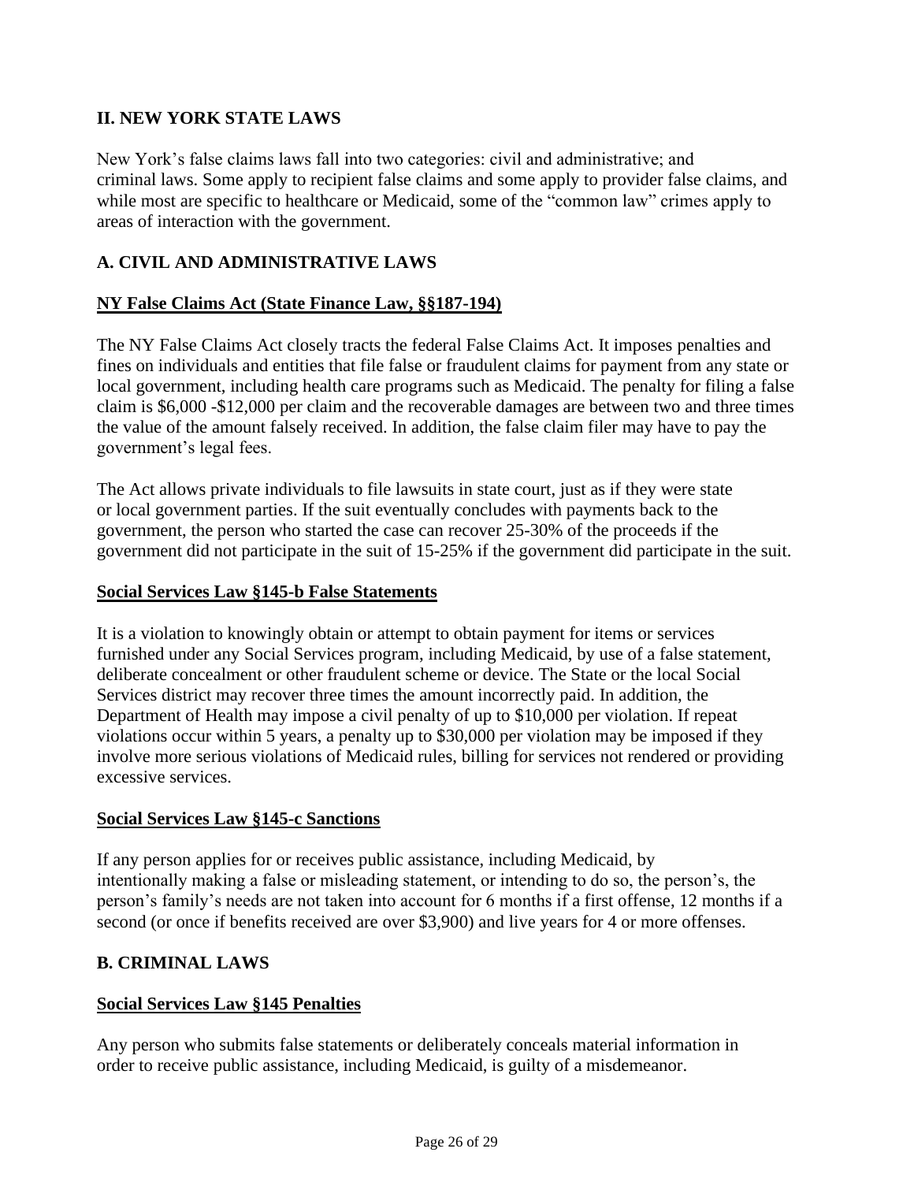## II. NEW YORK STATE LAWS

New York's false claims laws fall into two categories: civil and administrative; and criminal laws. Some apply to recipient false claims and some apply to provider false claims, and while most are specific to healthcare or Medicaid, some of the "common law" crimes apply to areas of interaction with the government.

### A. CIVIL AND ADMINISTRATIVE LAWS

**NY False Claims Act (State Finance Law, §§187-194)**

The NY False Claims Act closely tracts the federal False Claims Act. It imposes penalties and fines on individuals and entities that file false or fraudulent claims for payment from any state or local government, including health care programs such as Medicaid. The penalty for filing a false claim is $6,000 -$12,000 per claim and the recoverable damages are between two and three times the value of the amount falsely received. In addition, the false claim filer may have to pay the government's legal fees.

The Act allows private individuals to file lawsuits in state court, just as if they were state or local government parties. If the suit eventually concludes with payments back to the government, the person who started the case can recover 25-30% of the proceeds if the government did not participate in the suit of 15-25% if the government did participate in the suit.

**Social Services Law §145-b False Statements**

It is a violation to knowingly obtain or attempt to obtain payment for items or services furnished under any Social Services program, including Medicaid, by use of a false statement, deliberate concealment or other fraudulent scheme or device. The State or the local Social Services district may recover three times the amount incorrectly paid. In addition, the Department of Health may impose a civil penalty of up to $10,000 per violation. If repeat violations occur within 5 years, a penalty up to $30,000 per violation may be imposed if they involve more serious violations of Medicaid rules, billing for services not rendered or providing excessive services.

**Social Services Law §145-c Sanctions**

If any person applies for or receives public assistance, including Medicaid, by intentionally making a false or misleading statement, or intending to do so, the person's, the person's family's needs are not taken into account for 6 months if a first offense, 12 months if a second (or once if benefits received are over $3,900) and live years for 4 or more offenses.

### B. CRIMINAL LAWS

**Social Services Law §145 Penalties**

Any person who submits false statements or deliberately conceals material information in order to receive public assistance, including Medicaid, is guilty of a misdemeanor.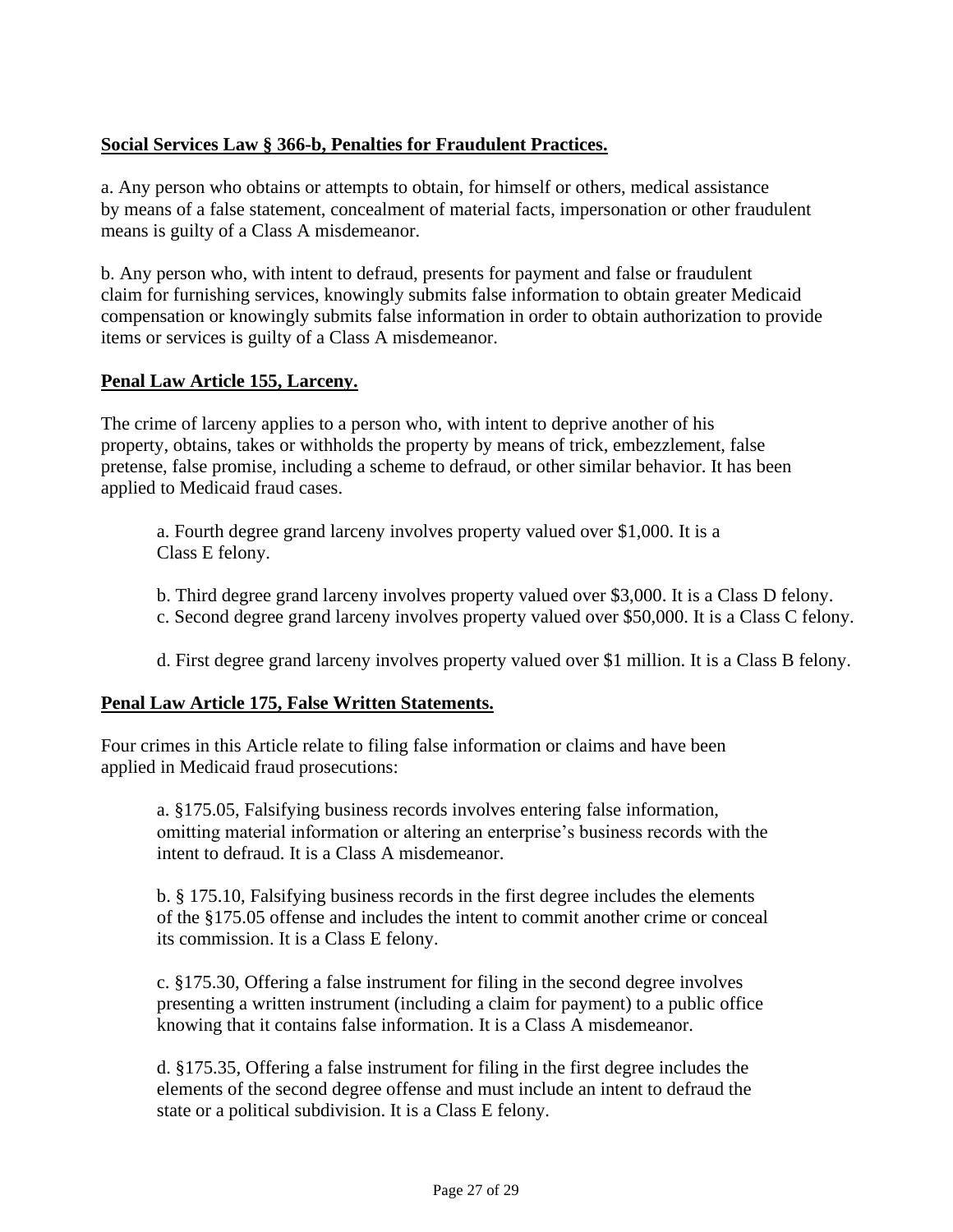**Social Services Law § 366-b, Penalties for Fraudulent Practices.**

a. Any person who obtains or attempts to obtain, for himself or others, medical assistance by means of a false statement, concealment of material facts, impersonation or other fraudulent means is guilty of a Class A misdemeanor.

b. Any person who, with intent to defraud, presents for payment and false or fraudulent claim for furnishing services, knowingly submits false information to obtain greater Medicaid compensation or knowingly submits false information in order to obtain authorization to provide items or services is guilty of a Class A misdemeanor.

**Penal Law Article 155, Larceny.**

The crime of larceny applies to a person who, with intent to deprive another of his property, obtains, takes or withholds the property by means of trick, embezzlement, false pretense, false promise, including a scheme to defraud, or other similar behavior. It has been applied to Medicaid fraud cases.

> a. Fourth degree grand larceny involves property valued over $1,000. It is a Class E felony.
>
> b. Third degree grand larceny involves property valued over $3,000. It is a Class D felony.
>
> c. Second degree grand larceny involves property valued over $50,000. It is a Class C felony.
>
> d. First degree grand larceny involves property valued over $1 million. It is a Class B felony.

**Penal Law Article 175, False Written Statements.**

Four crimes in this Article relate to filing false information or claims and have been applied in Medicaid fraud prosecutions:

> a. §175.05, Falsifying business records involves entering false information, omitting material information or altering an enterprise's business records with the intent to defraud. It is a Class A misdemeanor.
>
> b. § 175.10, Falsifying business records in the first degree includes the elements of the §175.05 offense and includes the intent to commit another crime or conceal its commission. It is a Class E felony.
>
> c. §175.30, Offering a false instrument for filing in the second degree involves presenting a written instrument (including a claim for payment) to a public office knowing that it contains false information. It is a Class A misdemeanor.
>
> d. §175.35, Offering a false instrument for filing in the first degree includes the elements of the second degree offense and must include an intent to defraud the state or a political subdivision. It is a Class E felony.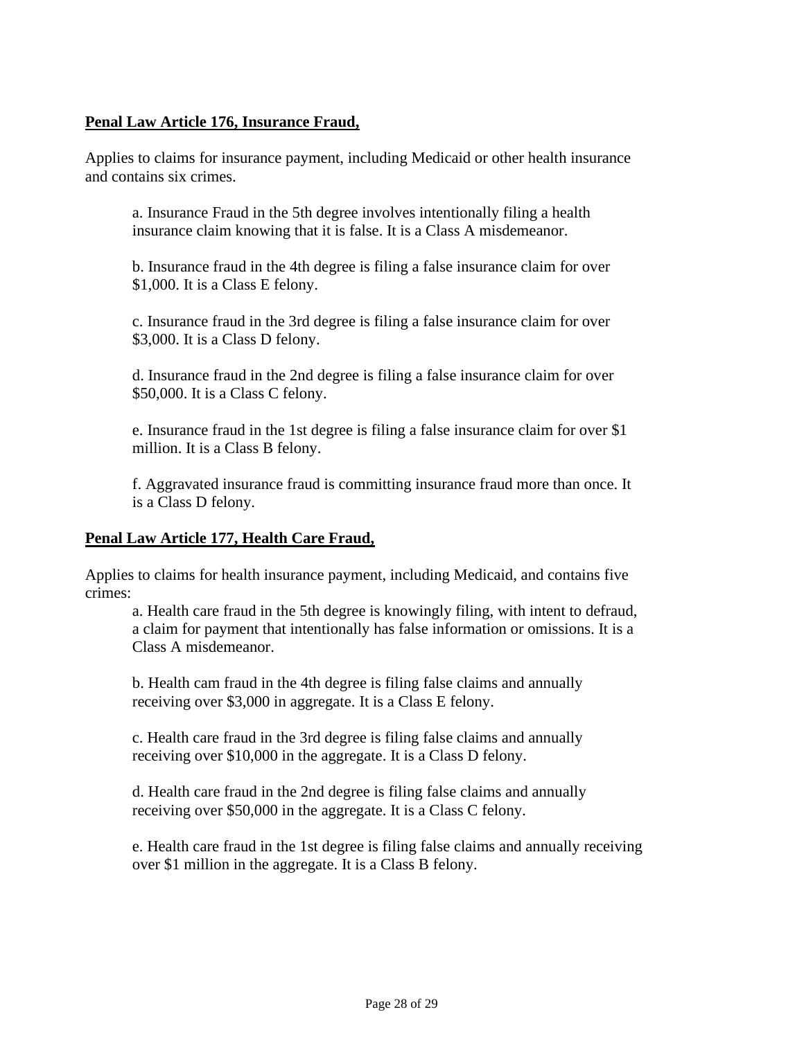**Penal Law Article 176, Insurance Fraud,**

Applies to claims for insurance payment, including Medicaid or other health insurance and contains six crimes.

a. Insurance Fraud in the 5th degree involves intentionally filing a health insurance claim knowing that it is false. It is a Class A misdemeanor.

b. Insurance fraud in the 4th degree is filing a false insurance claim for over $1,000. It is a Class E felony.

c. Insurance fraud in the 3rd degree is filing a false insurance claim for over $3,000. It is a Class D felony.

d. Insurance fraud in the 2nd degree is filing a false insurance claim for over $50,000. It is a Class C felony.

e. Insurance fraud in the 1st degree is filing a false insurance claim for over $1 million. It is a Class B felony.

f. Aggravated insurance fraud is committing insurance fraud more than once. It is a Class D felony.

**Penal Law Article 177, Health Care Fraud,**

Applies to claims for health insurance payment, including Medicaid, and contains five crimes:

a. Health care fraud in the 5th degree is knowingly filing, with intent to defraud, a claim for payment that intentionally has false information or omissions. It is a Class A misdemeanor.

b. Health cam fraud in the 4th degree is filing false claims and annually receiving over $3,000 in aggregate. It is a Class E felony.

c. Health care fraud in the 3rd degree is filing false claims and annually receiving over $10,000 in the aggregate. It is a Class D felony.

d. Health care fraud in the 2nd degree is filing false claims and annually receiving over $50,000 in the aggregate. It is a Class C felony.

e. Health care fraud in the 1st degree is filing false claims and annually receiving over $1 million in the aggregate. It is a Class B felony.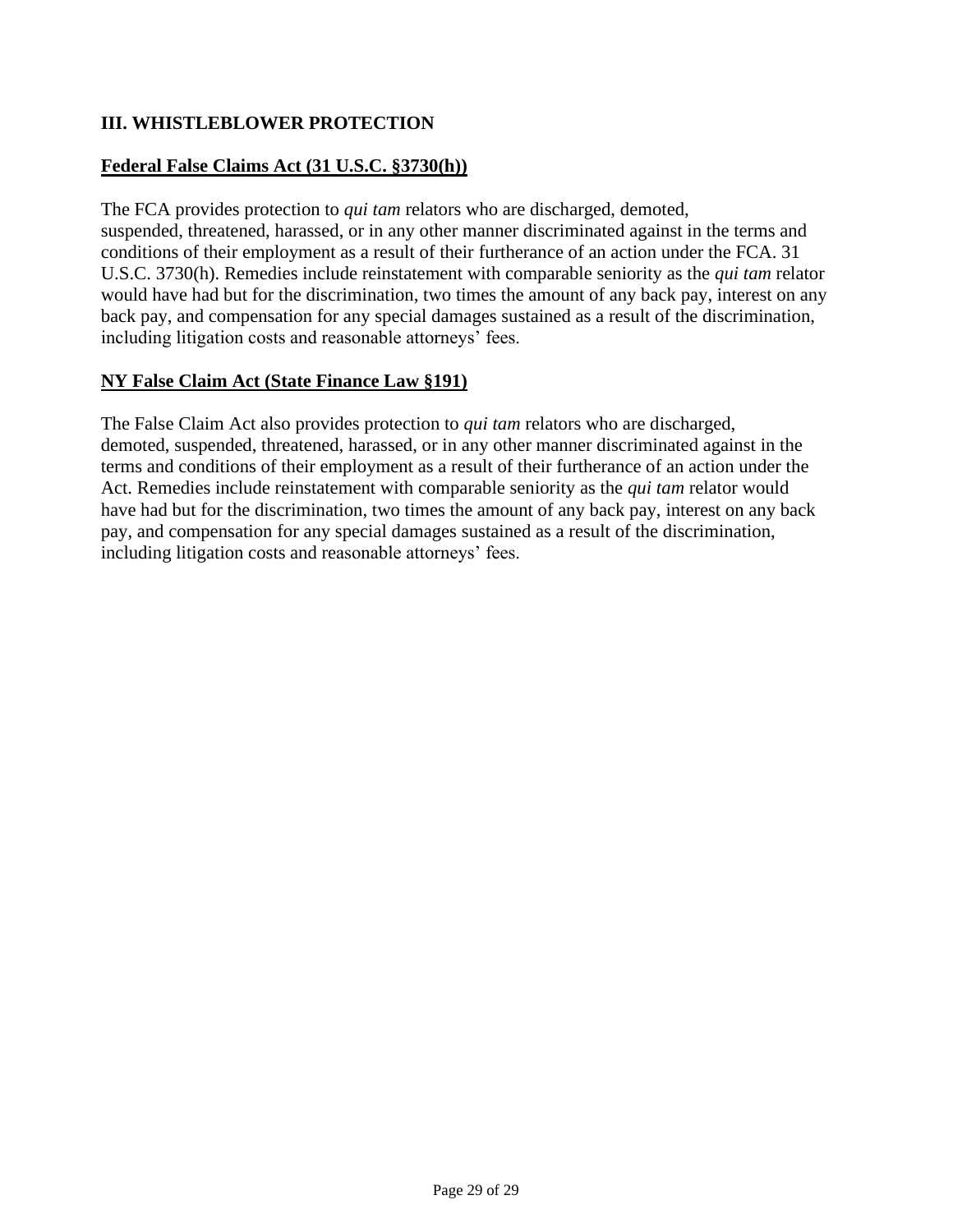## III. WHISTLEBLOWER PROTECTION

**Federal False Claims Act (31 U.S.C. §3730(h))**

The FCA provides protection to *qui tam* relators who are discharged, demoted, suspended, threatened, harassed, or in any other manner discriminated against in the terms and conditions of their employment as a result of their furtherance of an action under the FCA. 31 U.S.C. 3730(h). Remedies include reinstatement with comparable seniority as the *qui tam* relator would have had but for the discrimination, two times the amount of any back pay, interest on any back pay, and compensation for any special damages sustained as a result of the discrimination, including litigation costs and reasonable attorneys' fees.

**NY False Claim Act (State Finance Law §191)**

The False Claim Act also provides protection to *qui tam* relators who are discharged, demoted, suspended, threatened, harassed, or in any other manner discriminated against in the terms and conditions of their employment as a result of their furtherance of an action under the Act. Remedies include reinstatement with comparable seniority as the *qui tam* relator would have had but for the discrimination, two times the amount of any back pay, interest on any back pay, and compensation for any special damages sustained as a result of the discrimination, including litigation costs and reasonable attorneys' fees.